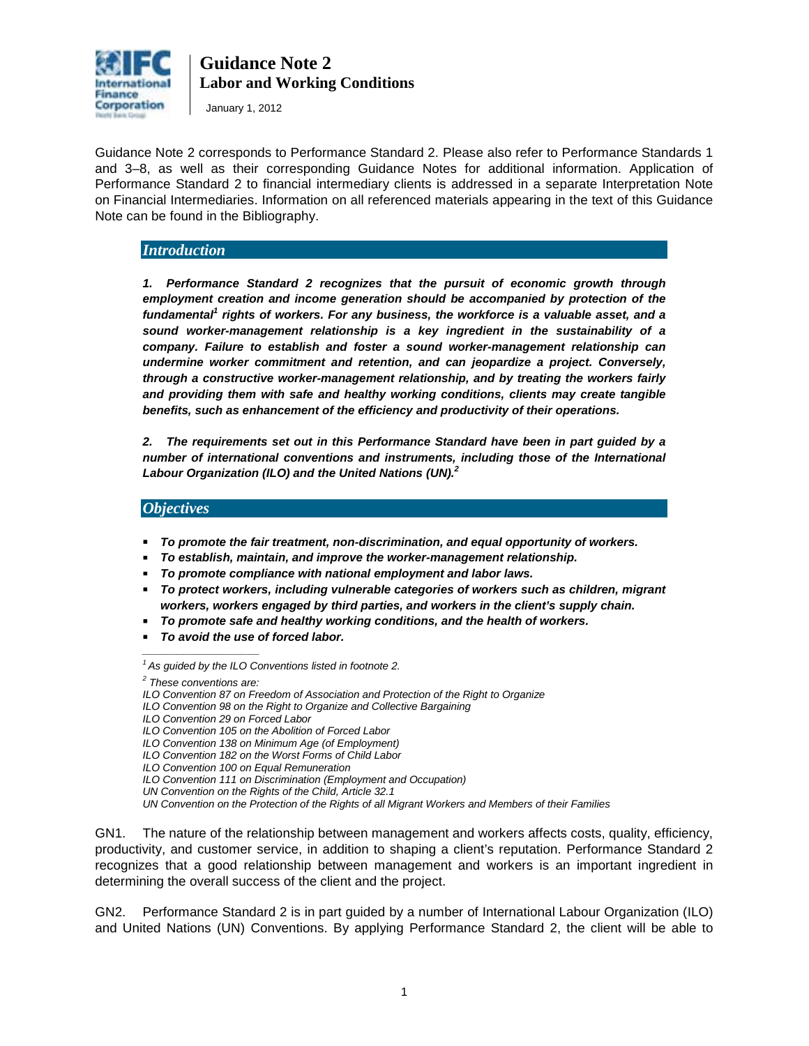# Guidance Note 2
## Labor and Working Conditions

January 1, 2012

Guidance Note 2 corresponds to Performance Standard 2. Please also refer to Performance Standards 1 and 3–8, as well as their corresponding Guidance Notes for additional information. Application of Performance Standard 2 to financial intermediary clients is addressed in a separate Interpretation Note on Financial Intermediaries. Information on all referenced materials appearing in the text of this Guidance Note can be found in the Bibliography.

### *Introduction*

***1. Performance Standard 2 recognizes that the pursuit of economic growth through employment creation and income generation should be accompanied by protection of the fundamental[1] rights of workers. For any business, the workforce is a valuable asset, and a sound worker-management relationship is a key ingredient in the sustainability of a company. Failure to establish and foster a sound worker-management relationship can undermine worker commitment and retention, and can jeopardize a project. Conversely, through a constructive worker-management relationship, and by treating the workers fairly and providing them with safe and healthy working conditions, clients may create tangible benefits, such as enhancement of the efficiency and productivity of their operations.***

***2. The requirements set out in this Performance Standard have been in part guided by a number of international conventions and instruments, including those of the International Labour Organization (ILO) and the United Nations (UN).[2]***

### *Objectives*

- ***To promote the fair treatment, non-discrimination, and equal opportunity of workers.***
- ***To establish, maintain, and improve the worker-management relationship.***
- ***To promote compliance with national employment and labor laws.***
- ***To protect workers, including vulnerable categories of workers such as children, migrant workers, workers engaged by third parties, and workers in the client's supply chain.***
- ***To promote safe and healthy working conditions, and the health of workers.***
- ***To avoid the use of forced labor.***

*[1] As guided by the ILO Conventions listed in footnote 2.*

*[2] These conventions are:*
*ILO Convention 87 on Freedom of Association and Protection of the Right to Organize*
*ILO Convention 98 on the Right to Organize and Collective Bargaining*
*ILO Convention 29 on Forced Labor*
*ILO Convention 105 on the Abolition of Forced Labor*
*ILO Convention 138 on Minimum Age (of Employment)*
*ILO Convention 182 on the Worst Forms of Child Labor*
*ILO Convention 100 on Equal Remuneration*
*ILO Convention 111 on Discrimination (Employment and Occupation)*
*UN Convention on the Rights of the Child, Article 32.1*
*UN Convention on the Protection of the Rights of all Migrant Workers and Members of their Families*

GN1. The nature of the relationship between management and workers affects costs, quality, efficiency, productivity, and customer service, in addition to shaping a client's reputation. Performance Standard 2 recognizes that a good relationship between management and workers is an important ingredient in determining the overall success of the client and the project.

GN2. Performance Standard 2 is in part guided by a number of International Labour Organization (ILO) and United Nations (UN) Conventions. By applying Performance Standard 2, the client will be able to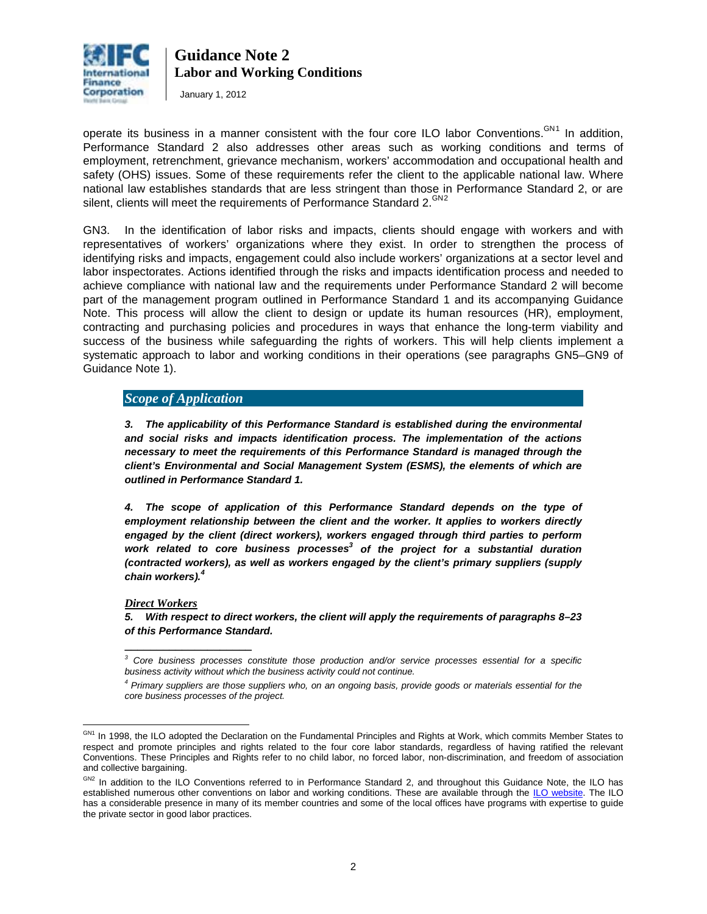operate its business in a manner consistent with the four core ILO labor Conventions.[GN1] In addition, Performance Standard 2 also addresses other areas such as working conditions and terms of employment, retrenchment, grievance mechanism, workers' accommodation and occupational health and safety (OHS) issues. Some of these requirements refer the client to the applicable national law. Where national law establishes standards that are less stringent than those in Performance Standard 2, or are silent, clients will meet the requirements of Performance Standard 2.[GN2]

GN3. In the identification of labor risks and impacts, clients should engage with workers and with representatives of workers' organizations where they exist. In order to strengthen the process of identifying risks and impacts, engagement could also include workers' organizations at a sector level and labor inspectorates. Actions identified through the risks and impacts identification process and needed to achieve compliance with national law and the requirements under Performance Standard 2 will become part of the management program outlined in Performance Standard 1 and its accompanying Guidance Note. This process will allow the client to design or update its human resources (HR), employment, contracting and purchasing policies and procedures in ways that enhance the long-term viability and success of the business while safeguarding the rights of workers. This will help clients implement a systematic approach to labor and working conditions in their operations (see paragraphs GN5–GN9 of Guidance Note 1).

## *Scope of Application*

***3. The applicability of this Performance Standard is established during the environmental and social risks and impacts identification process. The implementation of the actions necessary to meet the requirements of this Performance Standard is managed through the client's Environmental and Social Management System (ESMS), the elements of which are outlined in Performance Standard 1.***

***4. The scope of application of this Performance Standard depends on the type of employment relationship between the client and the worker. It applies to workers directly engaged by the client (direct workers), workers engaged through third parties to perform work related to core business processes[3] of the project for a substantial duration (contracted workers), as well as workers engaged by the client's primary suppliers (supply chain workers).[4]***

### *Direct Workers*

***5. With respect to direct workers, the client will apply the requirements of paragraphs 8–23 of this Performance Standard.***

*[3] Core business processes constitute those production and/or service processes essential for a specific business activity without which the business activity could not continue.*

*[4] Primary suppliers are those suppliers who, on an ongoing basis, provide goods or materials essential for the core business processes of the project.*

[GN1] In 1998, the ILO adopted the Declaration on the Fundamental Principles and Rights at Work, which commits Member States to respect and promote principles and rights related to the four core labor standards, regardless of having ratified the relevant Conventions. These Principles and Rights refer to no child labor, no forced labor, non-discrimination, and freedom of association and collective bargaining.

[GN2] In addition to the ILO Conventions referred to in Performance Standard 2, and throughout this Guidance Note, the ILO has established numerous other conventions on labor and working conditions. These are available through the ILO website. The ILO has a considerable presence in many of its member countries and some of the local offices have programs with expertise to guide the private sector in good labor practices.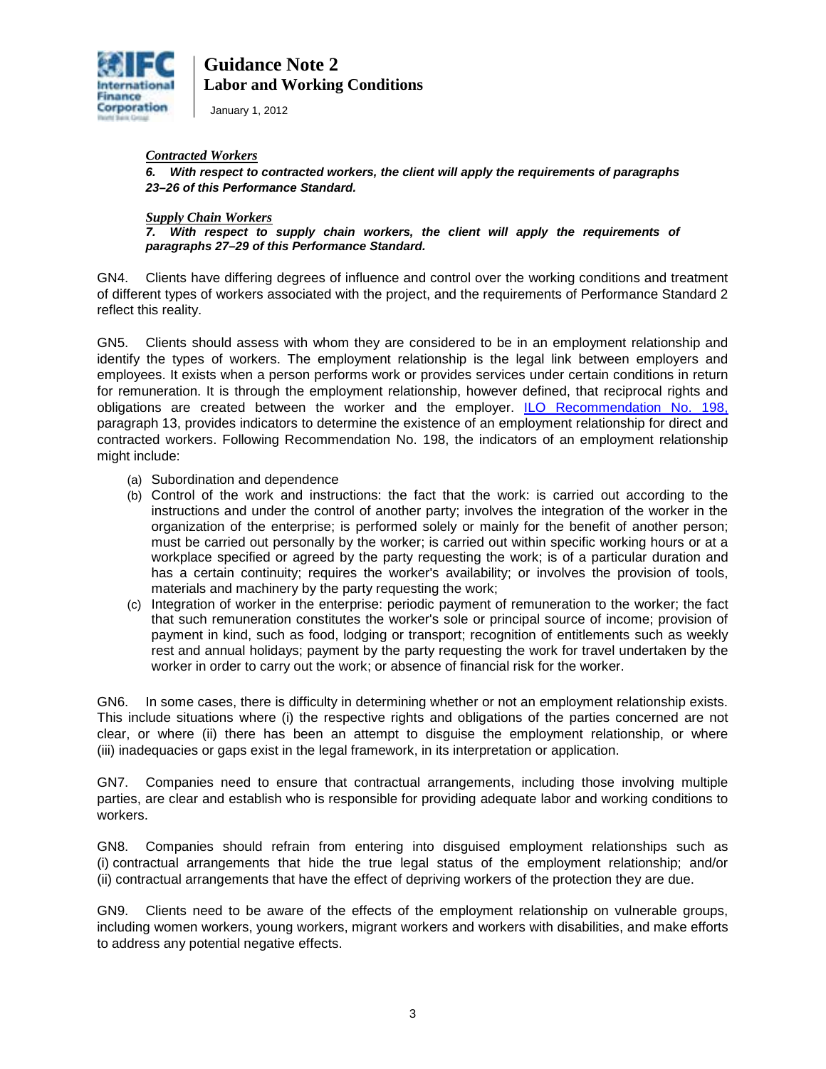***Contracted Workers***

***6. With respect to contracted workers, the client will apply the requirements of paragraphs 23–26 of this Performance Standard.***

***Supply Chain Workers***

***7. With respect to supply chain workers, the client will apply the requirements of paragraphs 27–29 of this Performance Standard.***

GN4. Clients have differing degrees of influence and control over the working conditions and treatment of different types of workers associated with the project, and the requirements of Performance Standard 2 reflect this reality.

GN5. Clients should assess with whom they are considered to be in an employment relationship and identify the types of workers. The employment relationship is the legal link between employers and employees. It exists when a person performs work or provides services under certain conditions in return for remuneration. It is through the employment relationship, however defined, that reciprocal rights and obligations are created between the worker and the employer. [ILO Recommendation No. 198,](#) paragraph 13, provides indicators to determine the existence of an employment relationship for direct and contracted workers. Following Recommendation No. 198, the indicators of an employment relationship might include:

(a) Subordination and dependence
(b) Control of the work and instructions: the fact that the work: is carried out according to the instructions and under the control of another party; involves the integration of the worker in the organization of the enterprise; is performed solely or mainly for the benefit of another person; must be carried out personally by the worker; is carried out within specific working hours or at a workplace specified or agreed by the party requesting the work; is of a particular duration and has a certain continuity; requires the worker's availability; or involves the provision of tools, materials and machinery by the party requesting the work;
(c) Integration of worker in the enterprise: periodic payment of remuneration to the worker; the fact that such remuneration constitutes the worker's sole or principal source of income; provision of payment in kind, such as food, lodging or transport; recognition of entitlements such as weekly rest and annual holidays; payment by the party requesting the work for travel undertaken by the worker in order to carry out the work; or absence of financial risk for the worker.

GN6. In some cases, there is difficulty in determining whether or not an employment relationship exists. This include situations where (i) the respective rights and obligations of the parties concerned are not clear, or where (ii) there has been an attempt to disguise the employment relationship, or where (iii) inadequacies or gaps exist in the legal framework, in its interpretation or application.

GN7. Companies need to ensure that contractual arrangements, including those involving multiple parties, are clear and establish who is responsible for providing adequate labor and working conditions to workers.

GN8. Companies should refrain from entering into disguised employment relationships such as (i) contractual arrangements that hide the true legal status of the employment relationship; and/or (ii) contractual arrangements that have the effect of depriving workers of the protection they are due.

GN9. Clients need to be aware of the effects of the employment relationship on vulnerable groups, including women workers, young workers, migrant workers and workers with disabilities, and make efforts to address any potential negative effects.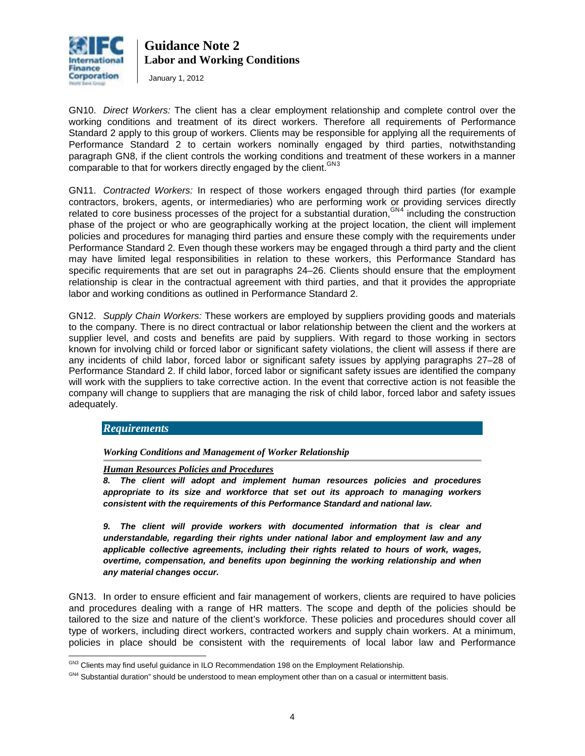GN10. *Direct Workers:* The client has a clear employment relationship and complete control over the working conditions and treatment of its direct workers. Therefore all requirements of Performance Standard 2 apply to this group of workers. Clients may be responsible for applying all the requirements of Performance Standard 2 to certain workers nominally engaged by third parties, notwithstanding paragraph GN8, if the client controls the working conditions and treatment of these workers in a manner comparable to that for workers directly engaged by the client.[GN3]

GN11. *Contracted Workers:* In respect of those workers engaged through third parties (for example contractors, brokers, agents, or intermediaries) who are performing work or providing services directly related to core business processes of the project for a substantial duration,[GN4] including the construction phase of the project or who are geographically working at the project location, the client will implement policies and procedures for managing third parties and ensure these comply with the requirements under Performance Standard 2. Even though these workers may be engaged through a third party and the client may have limited legal responsibilities in relation to these workers, this Performance Standard has specific requirements that are set out in paragraphs 24–26. Clients should ensure that the employment relationship is clear in the contractual agreement with third parties, and that it provides the appropriate labor and working conditions as outlined in Performance Standard 2.

GN12. *Supply Chain Workers:* These workers are employed by suppliers providing goods and materials to the company. There is no direct contractual or labor relationship between the client and the workers at supplier level, and costs and benefits are paid by suppliers. With regard to those working in sectors known for involving child or forced labor or significant safety violations, the client will assess if there are any incidents of child labor, forced labor or significant safety issues by applying paragraphs 27–28 of Performance Standard 2. If child labor, forced labor or significant safety issues are identified the company will work with the suppliers to take corrective action. In the event that corrective action is not feasible the company will change to suppliers that are managing the risk of child labor, forced labor and safety issues adequately.

## *Requirements*

### *Working Conditions and Management of Worker Relationship*

***Human Resources Policies and Procedures***

***8. The client will adopt and implement human resources policies and procedures appropriate to its size and workforce that set out its approach to managing workers consistent with the requirements of this Performance Standard and national law.***

***9. The client will provide workers with documented information that is clear and understandable, regarding their rights under national labor and employment law and any applicable collective agreements, including their rights related to hours of work, wages, overtime, compensation, and benefits upon beginning the working relationship and when any material changes occur.***

GN13. In order to ensure efficient and fair management of workers, clients are required to have policies and procedures dealing with a range of HR matters. The scope and depth of the policies should be tailored to the size and nature of the client's workforce. These policies and procedures should cover all type of workers, including direct workers, contracted workers and supply chain workers. At a minimum, policies in place should be consistent with the requirements of local labor law and Performance

[GN3] Clients may find useful guidance in ILO Recommendation 198 on the Employment Relationship.

[GN4] Substantial duration" should be understood to mean employment other than on a casual or intermittent basis.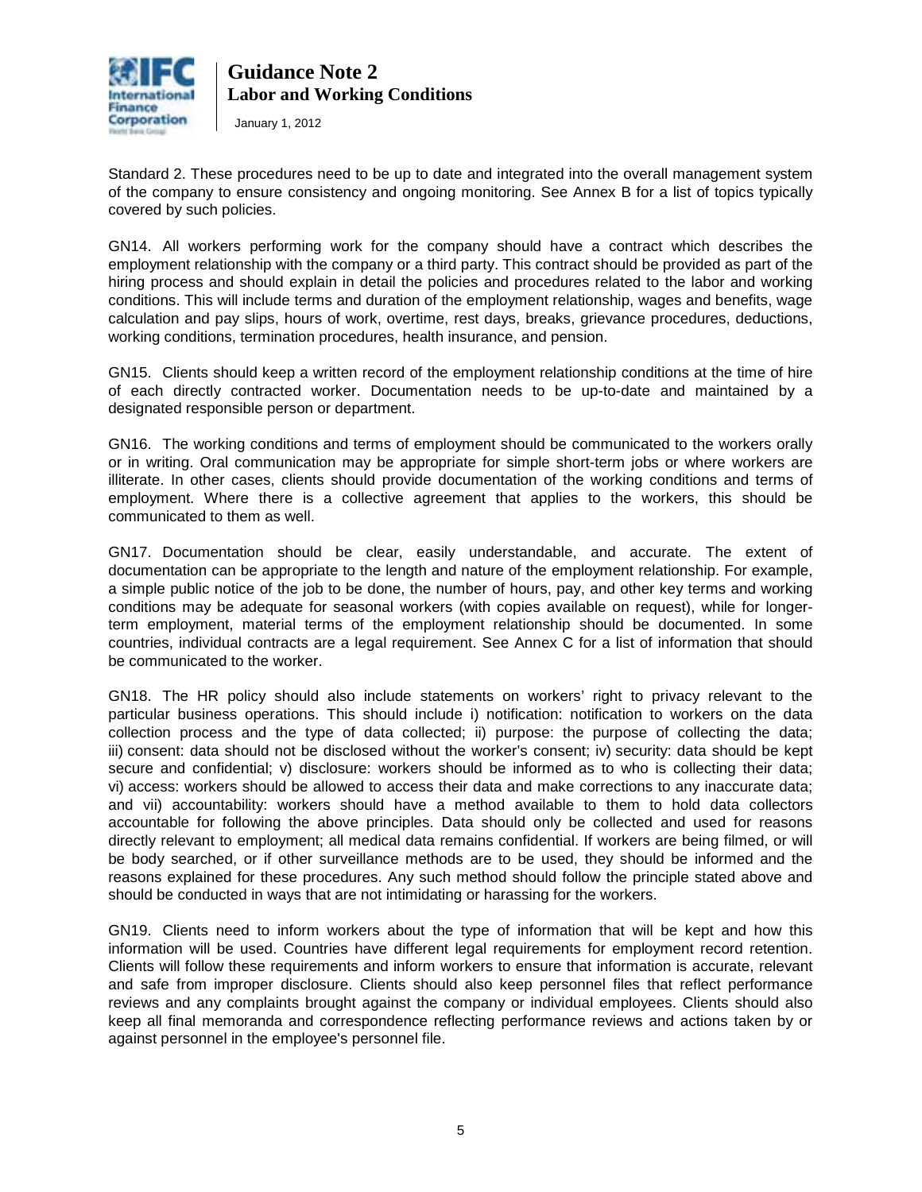Standard 2. These procedures need to be up to date and integrated into the overall management system of the company to ensure consistency and ongoing monitoring. See Annex B for a list of topics typically covered by such policies.

GN14. All workers performing work for the company should have a contract which describes the employment relationship with the company or a third party. This contract should be provided as part of the hiring process and should explain in detail the policies and procedures related to the labor and working conditions. This will include terms and duration of the employment relationship, wages and benefits, wage calculation and pay slips, hours of work, overtime, rest days, breaks, grievance procedures, deductions, working conditions, termination procedures, health insurance, and pension.

GN15. Clients should keep a written record of the employment relationship conditions at the time of hire of each directly contracted worker. Documentation needs to be up-to-date and maintained by a designated responsible person or department.

GN16. The working conditions and terms of employment should be communicated to the workers orally or in writing. Oral communication may be appropriate for simple short-term jobs or where workers are illiterate. In other cases, clients should provide documentation of the working conditions and terms of employment. Where there is a collective agreement that applies to the workers, this should be communicated to them as well.

GN17. Documentation should be clear, easily understandable, and accurate. The extent of documentation can be appropriate to the length and nature of the employment relationship. For example, a simple public notice of the job to be done, the number of hours, pay, and other key terms and working conditions may be adequate for seasonal workers (with copies available on request), while for longer-term employment, material terms of the employment relationship should be documented. In some countries, individual contracts are a legal requirement. See Annex C for a list of information that should be communicated to the worker.

GN18. The HR policy should also include statements on workers' right to privacy relevant to the particular business operations. This should include i) notification: notification to workers on the data collection process and the type of data collected; ii) purpose: the purpose of collecting the data; iii) consent: data should not be disclosed without the worker's consent; iv) security: data should be kept secure and confidential; v) disclosure: workers should be informed as to who is collecting their data; vi) access: workers should be allowed to access their data and make corrections to any inaccurate data; and vii) accountability: workers should have a method available to them to hold data collectors accountable for following the above principles. Data should only be collected and used for reasons directly relevant to employment; all medical data remains confidential. If workers are being filmed, or will be body searched, or if other surveillance methods are to be used, they should be informed and the reasons explained for these procedures. Any such method should follow the principle stated above and should be conducted in ways that are not intimidating or harassing for the workers.

GN19. Clients need to inform workers about the type of information that will be kept and how this information will be used. Countries have different legal requirements for employment record retention. Clients will follow these requirements and inform workers to ensure that information is accurate, relevant and safe from improper disclosure. Clients should also keep personnel files that reflect performance reviews and any complaints brought against the company or individual employees. Clients should also keep all final memoranda and correspondence reflecting performance reviews and actions taken by or against personnel in the employee's personnel file.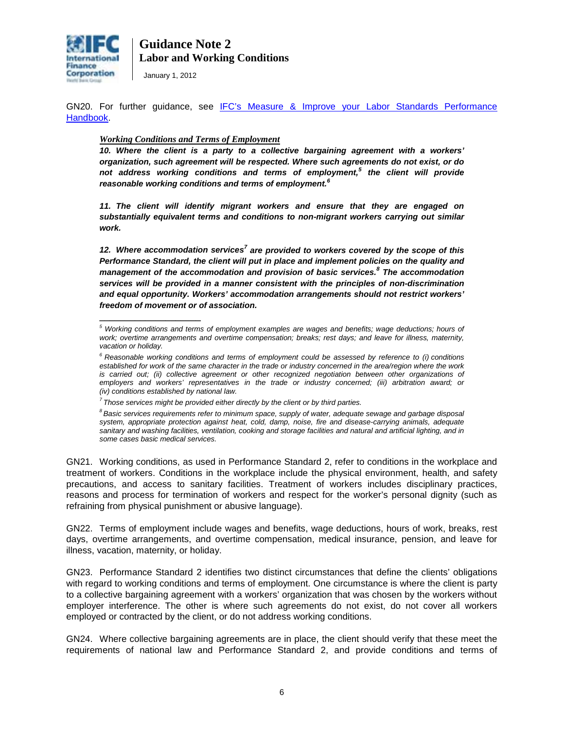GN20. For further guidance, see [IFC's Measure & Improve your Labor Standards Performance Handbook](#).

***Working Conditions and Terms of Employment***

***10. Where the client is a party to a collective bargaining agreement with a workers' organization, such agreement will be respected. Where such agreements do not exist, or do not address working conditions and terms of employment,[5] the client will provide reasonable working conditions and terms of employment.[6]***

***11. The client will identify migrant workers and ensure that they are engaged on substantially equivalent terms and conditions to non-migrant workers carrying out similar work.***

***12. Where accommodation services[7] are provided to workers covered by the scope of this Performance Standard, the client will put in place and implement policies on the quality and management of the accommodation and provision of basic services.[8] The accommodation services will be provided in a manner consistent with the principles of non-discrimination and equal opportunity. Workers' accommodation arrangements should not restrict workers' freedom of movement or of association.***

---

*[5] Working conditions and terms of employment examples are wages and benefits; wage deductions; hours of work; overtime arrangements and overtime compensation; breaks; rest days; and leave for illness, maternity, vacation or holiday.*

*[6] Reasonable working conditions and terms of employment could be assessed by reference to (i) conditions established for work of the same character in the trade or industry concerned in the area/region where the work is carried out; (ii) collective agreement or other recognized negotiation between other organizations of employers and workers' representatives in the trade or industry concerned; (iii) arbitration award; or (iv) conditions established by national law.*

*[7] Those services might be provided either directly by the client or by third parties.*

*[8] Basic services requirements refer to minimum space, supply of water, adequate sewage and garbage disposal system, appropriate protection against heat, cold, damp, noise, fire and disease-carrying animals, adequate sanitary and washing facilities, ventilation, cooking and storage facilities and natural and artificial lighting, and in some cases basic medical services.*

GN21. Working conditions, as used in Performance Standard 2, refer to conditions in the workplace and treatment of workers. Conditions in the workplace include the physical environment, health, and safety precautions, and access to sanitary facilities. Treatment of workers includes disciplinary practices, reasons and process for termination of workers and respect for the worker's personal dignity (such as refraining from physical punishment or abusive language).

GN22. Terms of employment include wages and benefits, wage deductions, hours of work, breaks, rest days, overtime arrangements, and overtime compensation, medical insurance, pension, and leave for illness, vacation, maternity, or holiday.

GN23. Performance Standard 2 identifies two distinct circumstances that define the clients' obligations with regard to working conditions and terms of employment. One circumstance is where the client is party to a collective bargaining agreement with a workers' organization that was chosen by the workers without employer interference. The other is where such agreements do not exist, do not cover all workers employed or contracted by the client, or do not address working conditions.

GN24. Where collective bargaining agreements are in place, the client should verify that these meet the requirements of national law and Performance Standard 2, and provide conditions and terms of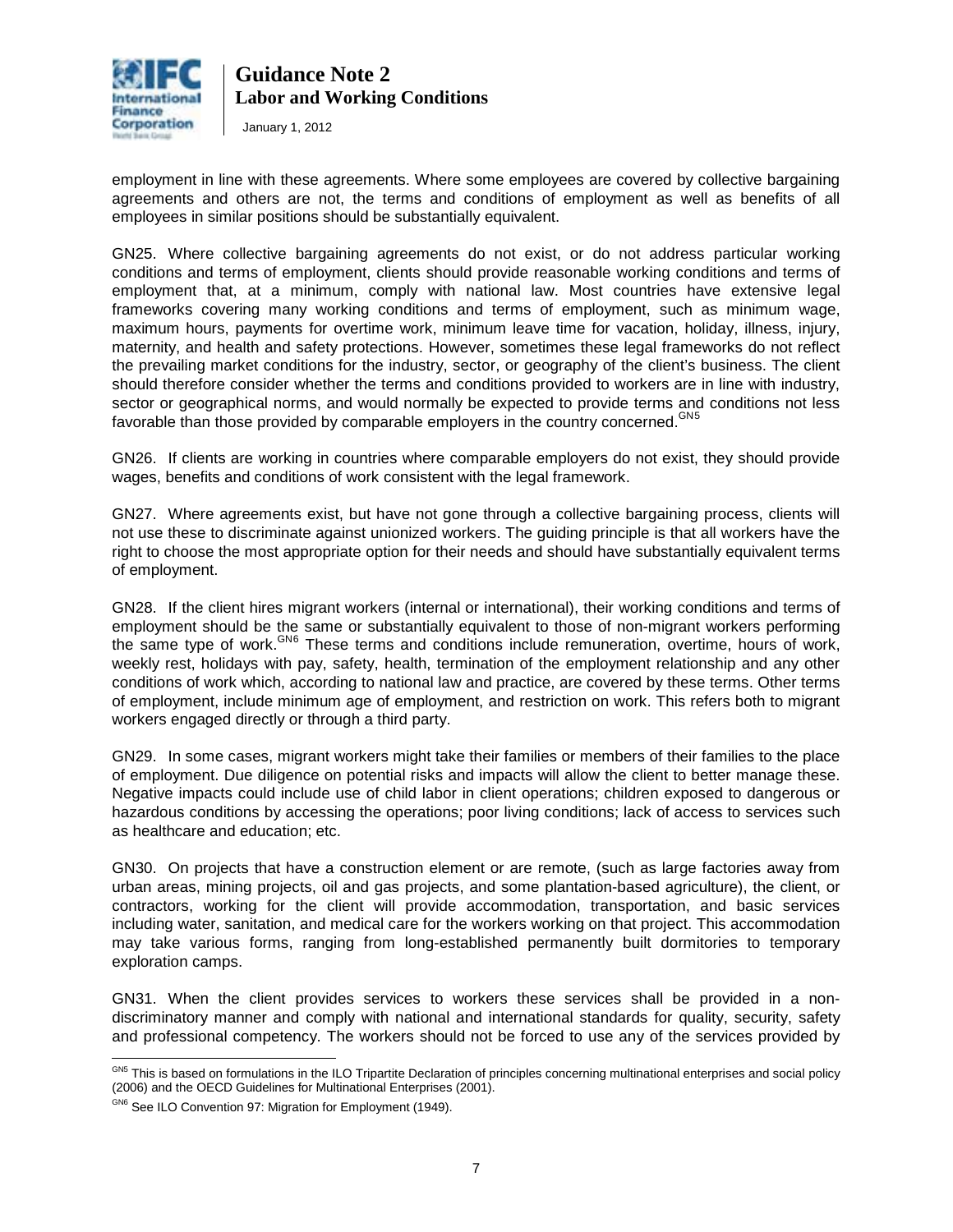employment in line with these agreements. Where some employees are covered by collective bargaining agreements and others are not, the terms and conditions of employment as well as benefits of all employees in similar positions should be substantially equivalent.

GN25. Where collective bargaining agreements do not exist, or do not address particular working conditions and terms of employment, clients should provide reasonable working conditions and terms of employment that, at a minimum, comply with national law. Most countries have extensive legal frameworks covering many working conditions and terms of employment, such as minimum wage, maximum hours, payments for overtime work, minimum leave time for vacation, holiday, illness, injury, maternity, and health and safety protections. However, sometimes these legal frameworks do not reflect the prevailing market conditions for the industry, sector, or geography of the client's business. The client should therefore consider whether the terms and conditions provided to workers are in line with industry, sector or geographical norms, and would normally be expected to provide terms and conditions not less favorable than those provided by comparable employers in the country concerned.[GN5]

GN26. If clients are working in countries where comparable employers do not exist, they should provide wages, benefits and conditions of work consistent with the legal framework.

GN27. Where agreements exist, but have not gone through a collective bargaining process, clients will not use these to discriminate against unionized workers. The guiding principle is that all workers have the right to choose the most appropriate option for their needs and should have substantially equivalent terms of employment.

GN28. If the client hires migrant workers (internal or international), their working conditions and terms of employment should be the same or substantially equivalent to those of non-migrant workers performing the same type of work.[GN6] These terms and conditions include remuneration, overtime, hours of work, weekly rest, holidays with pay, safety, health, termination of the employment relationship and any other conditions of work which, according to national law and practice, are covered by these terms. Other terms of employment, include minimum age of employment, and restriction on work. This refers both to migrant workers engaged directly or through a third party.

GN29. In some cases, migrant workers might take their families or members of their families to the place of employment. Due diligence on potential risks and impacts will allow the client to better manage these. Negative impacts could include use of child labor in client operations; children exposed to dangerous or hazardous conditions by accessing the operations; poor living conditions; lack of access to services such as healthcare and education; etc.

GN30. On projects that have a construction element or are remote, (such as large factories away from urban areas, mining projects, oil and gas projects, and some plantation-based agriculture), the client, or contractors, working for the client will provide accommodation, transportation, and basic services including water, sanitation, and medical care for the workers working on that project. This accommodation may take various forms, ranging from long-established permanently built dormitories to temporary exploration camps.

GN31. When the client provides services to workers these services shall be provided in a non-discriminatory manner and comply with national and international standards for quality, security, safety and professional competency. The workers should not be forced to use any of the services provided by

---

[GN5] This is based on formulations in the ILO Tripartite Declaration of principles concerning multinational enterprises and social policy (2006) and the OECD Guidelines for Multinational Enterprises (2001).

[GN6] See ILO Convention 97: Migration for Employment (1949).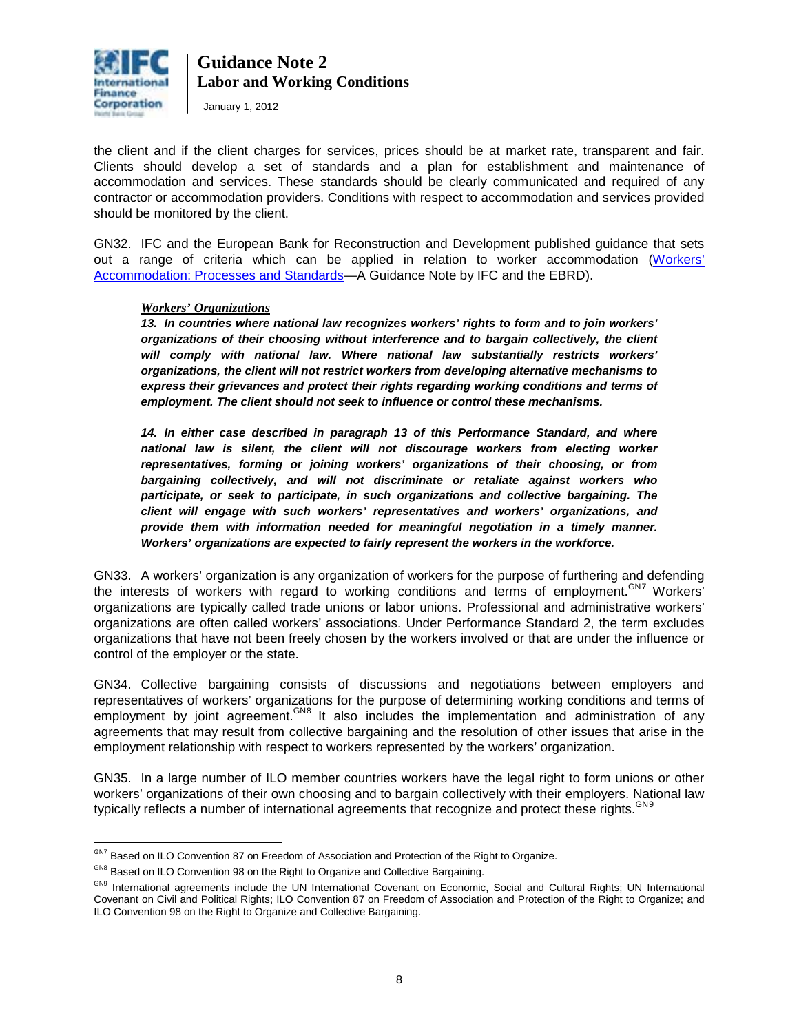the client and if the client charges for services, prices should be at market rate, transparent and fair. Clients should develop a set of standards and a plan for establishment and maintenance of accommodation and services. These standards should be clearly communicated and required of any contractor or accommodation providers. Conditions with respect to accommodation and services provided should be monitored by the client.

GN32. IFC and the European Bank for Reconstruction and Development published guidance that sets out a range of criteria which can be applied in relation to worker accommodation (Workers' Accommodation: Processes and Standards—A Guidance Note by IFC and the EBRD).

***Workers' Organizations***

***13. In countries where national law recognizes workers' rights to form and to join workers' organizations of their choosing without interference and to bargain collectively, the client will comply with national law. Where national law substantially restricts workers' organizations, the client will not restrict workers from developing alternative mechanisms to express their grievances and protect their rights regarding working conditions and terms of employment. The client should not seek to influence or control these mechanisms.***

***14. In either case described in paragraph 13 of this Performance Standard, and where national law is silent, the client will not discourage workers from electing worker representatives, forming or joining workers' organizations of their choosing, or from bargaining collectively, and will not discriminate or retaliate against workers who participate, or seek to participate, in such organizations and collective bargaining. The client will engage with such workers' representatives and workers' organizations, and provide them with information needed for meaningful negotiation in a timely manner. Workers' organizations are expected to fairly represent the workers in the workforce.***

GN33. A workers' organization is any organization of workers for the purpose of furthering and defending the interests of workers with regard to working conditions and terms of employment.[GN7] Workers' organizations are typically called trade unions or labor unions. Professional and administrative workers' organizations are often called workers' associations. Under Performance Standard 2, the term excludes organizations that have not been freely chosen by the workers involved or that are under the influence or control of the employer or the state.

GN34. Collective bargaining consists of discussions and negotiations between employers and representatives of workers' organizations for the purpose of determining working conditions and terms of employment by joint agreement.[GN8] It also includes the implementation and administration of any agreements that may result from collective bargaining and the resolution of other issues that arise in the employment relationship with respect to workers represented by the workers' organization.

GN35. In a large number of ILO member countries workers have the legal right to form unions or other workers' organizations of their own choosing and to bargain collectively with their employers. National law typically reflects a number of international agreements that recognize and protect these rights.[GN9]

---

[GN7] Based on ILO Convention 87 on Freedom of Association and Protection of the Right to Organize.

[GN8] Based on ILO Convention 98 on the Right to Organize and Collective Bargaining.

[GN9] International agreements include the UN International Covenant on Economic, Social and Cultural Rights; UN International Covenant on Civil and Political Rights; ILO Convention 87 on Freedom of Association and Protection of the Right to Organize; and ILO Convention 98 on the Right to Organize and Collective Bargaining.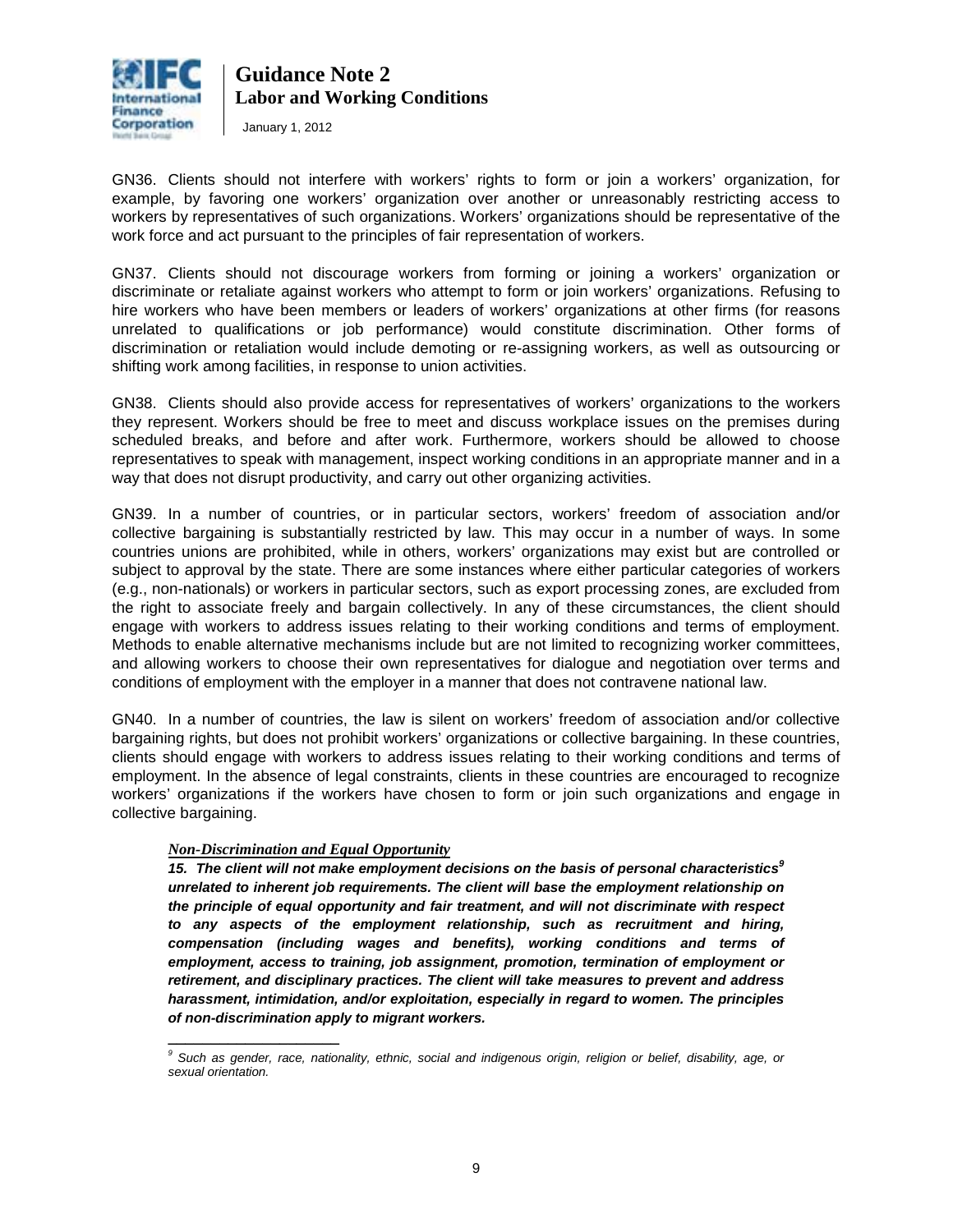GN36. Clients should not interfere with workers' rights to form or join a workers' organization, for example, by favoring one workers' organization over another or unreasonably restricting access to workers by representatives of such organizations. Workers' organizations should be representative of the work force and act pursuant to the principles of fair representation of workers.

GN37. Clients should not discourage workers from forming or joining a workers' organization or discriminate or retaliate against workers who attempt to form or join workers' organizations. Refusing to hire workers who have been members or leaders of workers' organizations at other firms (for reasons unrelated to qualifications or job performance) would constitute discrimination. Other forms of discrimination or retaliation would include demoting or re-assigning workers, as well as outsourcing or shifting work among facilities, in response to union activities.

GN38. Clients should also provide access for representatives of workers' organizations to the workers they represent. Workers should be free to meet and discuss workplace issues on the premises during scheduled breaks, and before and after work. Furthermore, workers should be allowed to choose representatives to speak with management, inspect working conditions in an appropriate manner and in a way that does not disrupt productivity, and carry out other organizing activities.

GN39. In a number of countries, or in particular sectors, workers' freedom of association and/or collective bargaining is substantially restricted by law. This may occur in a number of ways. In some countries unions are prohibited, while in others, workers' organizations may exist but are controlled or subject to approval by the state. There are some instances where either particular categories of workers (e.g., non-nationals) or workers in particular sectors, such as export processing zones, are excluded from the right to associate freely and bargain collectively. In any of these circumstances, the client should engage with workers to address issues relating to their working conditions and terms of employment. Methods to enable alternative mechanisms include but are not limited to recognizing worker committees, and allowing workers to choose their own representatives for dialogue and negotiation over terms and conditions of employment with the employer in a manner that does not contravene national law.

GN40. In a number of countries, the law is silent on workers' freedom of association and/or collective bargaining rights, but does not prohibit workers' organizations or collective bargaining. In these countries, clients should engage with workers to address issues relating to their working conditions and terms of employment. In the absence of legal constraints, clients in these countries are encouraged to recognize workers' organizations if the workers have chosen to form or join such organizations and engage in collective bargaining.

***Non-Discrimination and Equal Opportunity***

***15. The client will not make employment decisions on the basis of personal characteristics[9] unrelated to inherent job requirements. The client will base the employment relationship on the principle of equal opportunity and fair treatment, and will not discriminate with respect to any aspects of the employment relationship, such as recruitment and hiring, compensation (including wages and benefits), working conditions and terms of employment, access to training, job assignment, promotion, termination of employment or retirement, and disciplinary practices. The client will take measures to prevent and address harassment, intimidation, and/or exploitation, especially in regard to women. The principles of non-discrimination apply to migrant workers.***

---

*[9] Such as gender, race, nationality, ethnic, social and indigenous origin, religion or belief, disability, age, or sexual orientation.*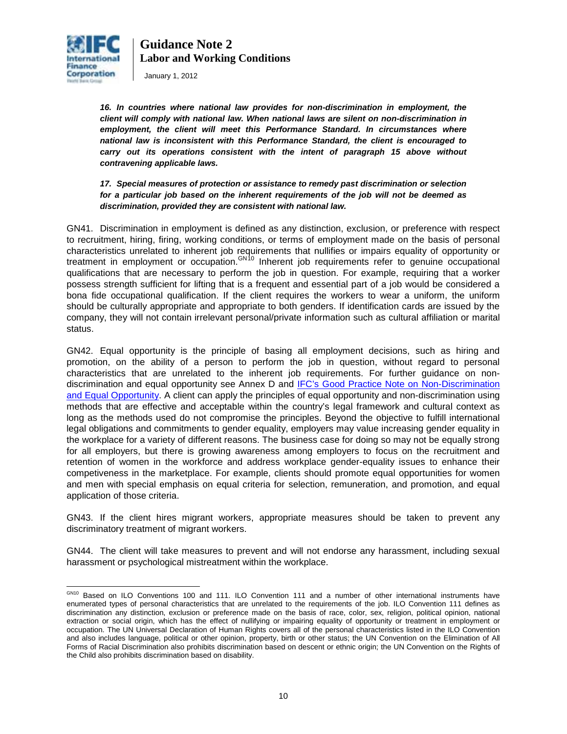***16. In countries where national law provides for non-discrimination in employment, the client will comply with national law. When national laws are silent on non-discrimination in employment, the client will meet this Performance Standard. In circumstances where national law is inconsistent with this Performance Standard, the client is encouraged to carry out its operations consistent with the intent of paragraph 15 above without contravening applicable laws.***

***17. Special measures of protection or assistance to remedy past discrimination or selection for a particular job based on the inherent requirements of the job will not be deemed as discrimination, provided they are consistent with national law.***

GN41. Discrimination in employment is defined as any distinction, exclusion, or preference with respect to recruitment, hiring, firing, working conditions, or terms of employment made on the basis of personal characteristics unrelated to inherent job requirements that nullifies or impairs equality of opportunity or treatment in employment or occupation.[GN10] Inherent job requirements refer to genuine occupational qualifications that are necessary to perform the job in question. For example, requiring that a worker possess strength sufficient for lifting that is a frequent and essential part of a job would be considered a bona fide occupational qualification. If the client requires the workers to wear a uniform, the uniform should be culturally appropriate and appropriate to both genders. If identification cards are issued by the company, they will not contain irrelevant personal/private information such as cultural affiliation or marital status.

GN42. Equal opportunity is the principle of basing all employment decisions, such as hiring and promotion, on the ability of a person to perform the job in question, without regard to personal characteristics that are unrelated to the inherent job requirements. For further guidance on non-discrimination and equal opportunity see Annex D and IFC's Good Practice Note on Non-Discrimination and Equal Opportunity. A client can apply the principles of equal opportunity and non-discrimination using methods that are effective and acceptable within the country's legal framework and cultural context as long as the methods used do not compromise the principles. Beyond the objective to fulfill international legal obligations and commitments to gender equality, employers may value increasing gender equality in the workplace for a variety of different reasons. The business case for doing so may not be equally strong for all employers, but there is growing awareness among employers to focus on the recruitment and retention of women in the workforce and address workplace gender-equality issues to enhance their competiveness in the marketplace. For example, clients should promote equal opportunities for women and men with special emphasis on equal criteria for selection, remuneration, and promotion, and equal application of those criteria.

GN43. If the client hires migrant workers, appropriate measures should be taken to prevent any discriminatory treatment of migrant workers.

GN44. The client will take measures to prevent and will not endorse any harassment, including sexual harassment or psychological mistreatment within the workplace.

---

[GN10] Based on ILO Conventions 100 and 111. ILO Convention 111 and a number of other international instruments have enumerated types of personal characteristics that are unrelated to the requirements of the job. ILO Convention 111 defines as discrimination any distinction, exclusion or preference made on the basis of race, color, sex, religion, political opinion, national extraction or social origin, which has the effect of nullifying or impairing equality of opportunity or treatment in employment or occupation. The UN Universal Declaration of Human Rights covers all of the personal characteristics listed in the ILO Convention and also includes language, political or other opinion, property, birth or other status; the UN Convention on the Elimination of All Forms of Racial Discrimination also prohibits discrimination based on descent or ethnic origin; the UN Convention on the Rights of the Child also prohibits discrimination based on disability.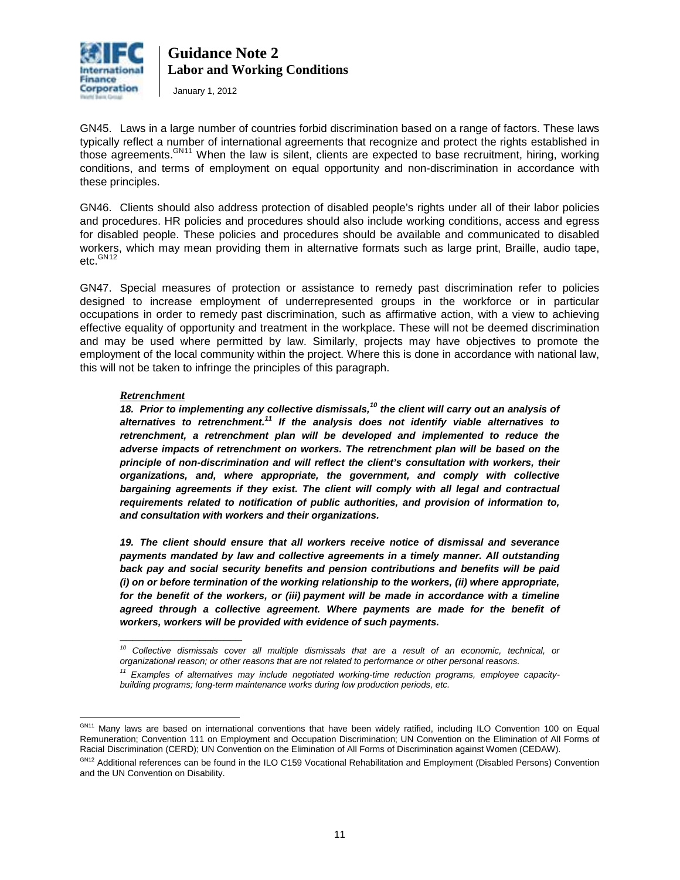GN45. Laws in a large number of countries forbid discrimination based on a range of factors. These laws typically reflect a number of international agreements that recognize and protect the rights established in those agreements.[GN11] When the law is silent, clients are expected to base recruitment, hiring, working conditions, and terms of employment on equal opportunity and non-discrimination in accordance with these principles.

GN46. Clients should also address protection of disabled people's rights under all of their labor policies and procedures. HR policies and procedures should also include working conditions, access and egress for disabled people. These policies and procedures should be available and communicated to disabled workers, which may mean providing them in alternative formats such as large print, Braille, audio tape, etc.[GN12]

GN47. Special measures of protection or assistance to remedy past discrimination refer to policies designed to increase employment of underrepresented groups in the workforce or in particular occupations in order to remedy past discrimination, such as affirmative action, with a view to achieving effective equality of opportunity and treatment in the workplace. These will not be deemed discrimination and may be used where permitted by law. Similarly, projects may have objectives to promote the employment of the local community within the project. Where this is done in accordance with national law, this will not be taken to infringe the principles of this paragraph.

***Retrenchment***

***18. Prior to implementing any collective dismissals,[10] the client will carry out an analysis of alternatives to retrenchment.[11] If the analysis does not identify viable alternatives to retrenchment, a retrenchment plan will be developed and implemented to reduce the adverse impacts of retrenchment on workers. The retrenchment plan will be based on the principle of non-discrimination and will reflect the client's consultation with workers, their organizations, and, where appropriate, the government, and comply with collective bargaining agreements if they exist. The client will comply with all legal and contractual requirements related to notification of public authorities, and provision of information to, and consultation with workers and their organizations.***

***19. The client should ensure that all workers receive notice of dismissal and severance payments mandated by law and collective agreements in a timely manner. All outstanding back pay and social security benefits and pension contributions and benefits will be paid (i) on or before termination of the working relationship to the workers, (ii) where appropriate, for the benefit of the workers, or (iii) payment will be made in accordance with a timeline agreed through a collective agreement. Where payments are made for the benefit of workers, workers will be provided with evidence of such payments.***

*[10] Collective dismissals cover all multiple dismissals that are a result of an economic, technical, or organizational reason; or other reasons that are not related to performance or other personal reasons.*

*[11] Examples of alternatives may include negotiated working-time reduction programs, employee capacity-building programs; long-term maintenance works during low production periods, etc.*

[GN11] Many laws are based on international conventions that have been widely ratified, including ILO Convention 100 on Equal Remuneration; Convention 111 on Employment and Occupation Discrimination; UN Convention on the Elimination of All Forms of Racial Discrimination (CERD); UN Convention on the Elimination of All Forms of Discrimination against Women (CEDAW).

[GN12] Additional references can be found in the ILO C159 Vocational Rehabilitation and Employment (Disabled Persons) Convention and the UN Convention on Disability.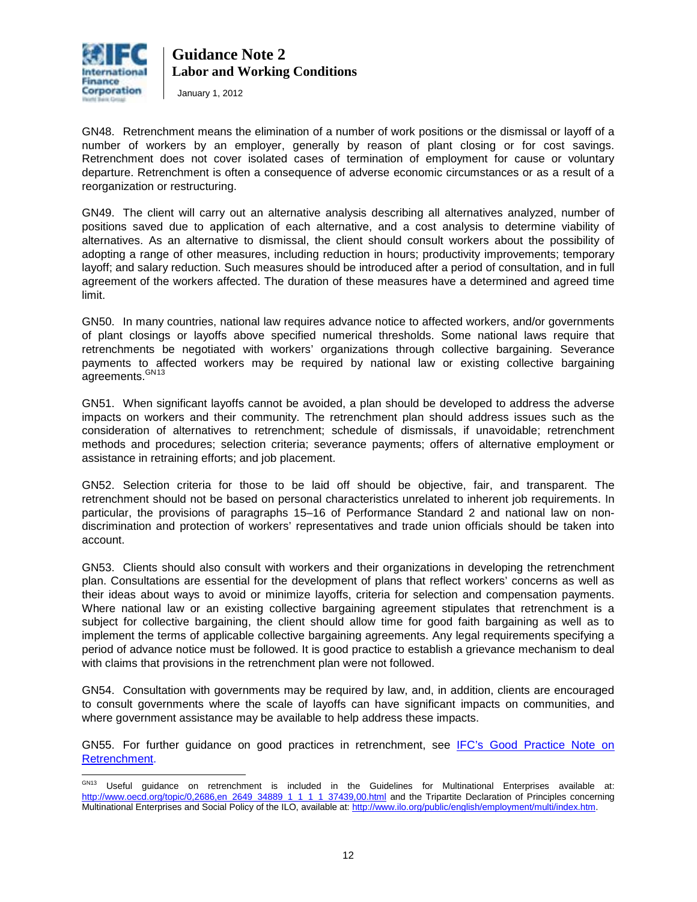GN48. Retrenchment means the elimination of a number of work positions or the dismissal or layoff of a number of workers by an employer, generally by reason of plant closing or for cost savings. Retrenchment does not cover isolated cases of termination of employment for cause or voluntary departure. Retrenchment is often a consequence of adverse economic circumstances or as a result of a reorganization or restructuring.

GN49. The client will carry out an alternative analysis describing all alternatives analyzed, number of positions saved due to application of each alternative, and a cost analysis to determine viability of alternatives. As an alternative to dismissal, the client should consult workers about the possibility of adopting a range of other measures, including reduction in hours; productivity improvements; temporary layoff; and salary reduction. Such measures should be introduced after a period of consultation, and in full agreement of the workers affected. The duration of these measures have a determined and agreed time limit.

GN50. In many countries, national law requires advance notice to affected workers, and/or governments of plant closings or layoffs above specified numerical thresholds. Some national laws require that retrenchments be negotiated with workers' organizations through collective bargaining. Severance payments to affected workers may be required by national law or existing collective bargaining agreements.[GN13]

GN51. When significant layoffs cannot be avoided, a plan should be developed to address the adverse impacts on workers and their community. The retrenchment plan should address issues such as the consideration of alternatives to retrenchment; schedule of dismissals, if unavoidable; retrenchment methods and procedures; selection criteria; severance payments; offers of alternative employment or assistance in retraining efforts; and job placement.

GN52. Selection criteria for those to be laid off should be objective, fair, and transparent. The retrenchment should not be based on personal characteristics unrelated to inherent job requirements. In particular, the provisions of paragraphs 15–16 of Performance Standard 2 and national law on non-discrimination and protection of workers' representatives and trade union officials should be taken into account.

GN53. Clients should also consult with workers and their organizations in developing the retrenchment plan. Consultations are essential for the development of plans that reflect workers' concerns as well as their ideas about ways to avoid or minimize layoffs, criteria for selection and compensation payments. Where national law or an existing collective bargaining agreement stipulates that retrenchment is a subject for collective bargaining, the client should allow time for good faith bargaining as well as to implement the terms of applicable collective bargaining agreements. Any legal requirements specifying a period of advance notice must be followed. It is good practice to establish a grievance mechanism to deal with claims that provisions in the retrenchment plan were not followed.

GN54. Consultation with governments may be required by law, and, in addition, clients are encouraged to consult governments where the scale of layoffs can have significant impacts on communities, and where government assistance may be available to help address these impacts.

GN55. For further guidance on good practices in retrenchment, see [IFC's Good Practice Note on Retrenchment](IFC's Good Practice Note on Retrenchment).

---

[GN13] Useful guidance on retrenchment is included in the Guidelines for Multinational Enterprises available at: http://www.oecd.org/topic/0,2686,en_2649_34889_1_1_1_1_37439,00.html and the Tripartite Declaration of Principles concerning Multinational Enterprises and Social Policy of the ILO, available at: http://www.ilo.org/public/english/employment/multi/index.htm.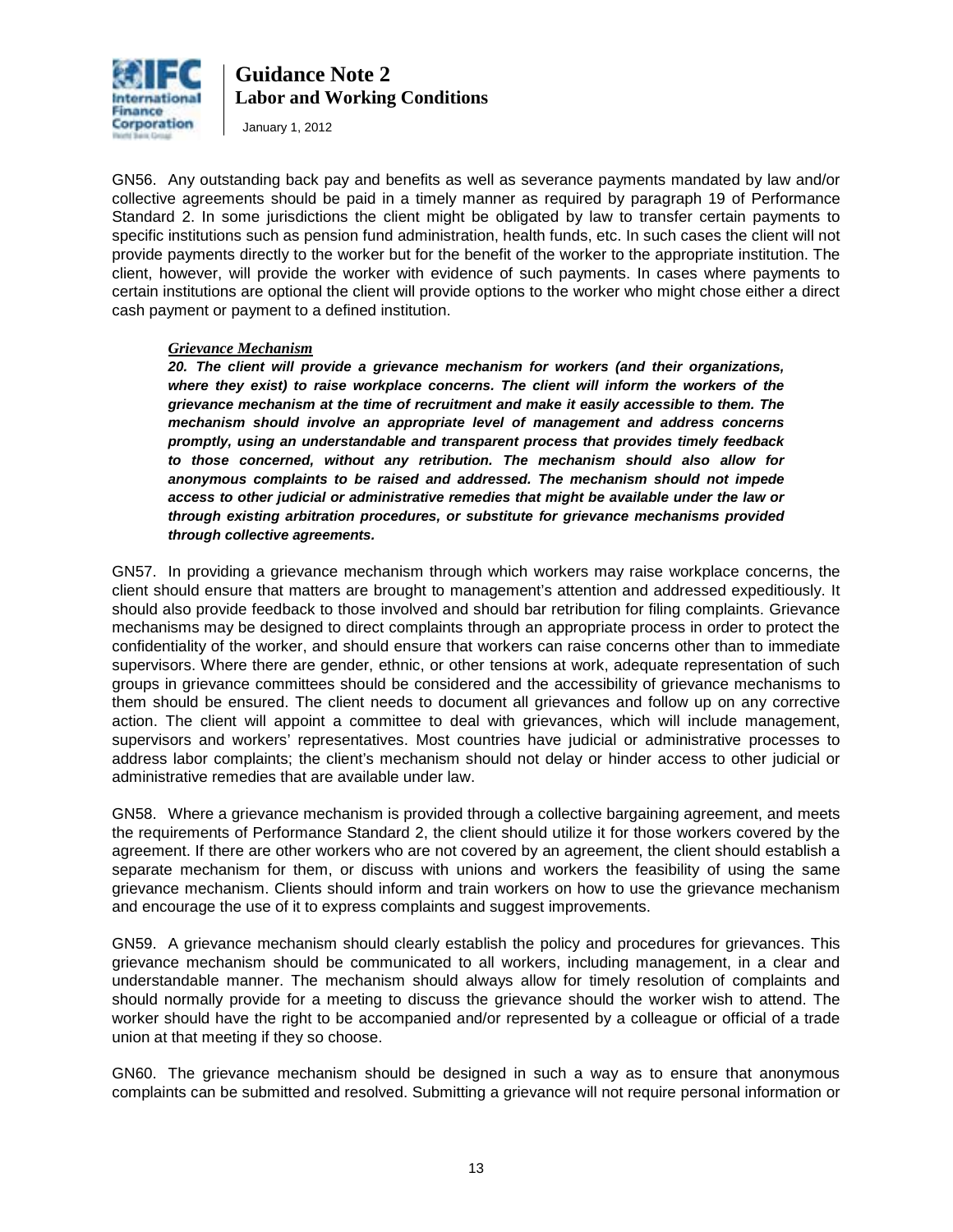GN56. Any outstanding back pay and benefits as well as severance payments mandated by law and/or collective agreements should be paid in a timely manner as required by paragraph 19 of Performance Standard 2. In some jurisdictions the client might be obligated by law to transfer certain payments to specific institutions such as pension fund administration, health funds, etc. In such cases the client will not provide payments directly to the worker but for the benefit of the worker to the appropriate institution. The client, however, will provide the worker with evidence of such payments. In cases where payments to certain institutions are optional the client will provide options to the worker who might chose either a direct cash payment or payment to a defined institution.

> ***Grievance Mechanism***
>
> ***20. The client will provide a grievance mechanism for workers (and their organizations, where they exist) to raise workplace concerns. The client will inform the workers of the grievance mechanism at the time of recruitment and make it easily accessible to them. The mechanism should involve an appropriate level of management and address concerns promptly, using an understandable and transparent process that provides timely feedback to those concerned, without any retribution. The mechanism should also allow for anonymous complaints to be raised and addressed. The mechanism should not impede access to other judicial or administrative remedies that might be available under the law or through existing arbitration procedures, or substitute for grievance mechanisms provided through collective agreements.***

GN57. In providing a grievance mechanism through which workers may raise workplace concerns, the client should ensure that matters are brought to management's attention and addressed expeditiously. It should also provide feedback to those involved and should bar retribution for filing complaints. Grievance mechanisms may be designed to direct complaints through an appropriate process in order to protect the confidentiality of the worker, and should ensure that workers can raise concerns other than to immediate supervisors. Where there are gender, ethnic, or other tensions at work, adequate representation of such groups in grievance committees should be considered and the accessibility of grievance mechanisms to them should be ensured. The client needs to document all grievances and follow up on any corrective action. The client will appoint a committee to deal with grievances, which will include management, supervisors and workers' representatives. Most countries have judicial or administrative processes to address labor complaints; the client's mechanism should not delay or hinder access to other judicial or administrative remedies that are available under law.

GN58. Where a grievance mechanism is provided through a collective bargaining agreement, and meets the requirements of Performance Standard 2, the client should utilize it for those workers covered by the agreement. If there are other workers who are not covered by an agreement, the client should establish a separate mechanism for them, or discuss with unions and workers the feasibility of using the same grievance mechanism. Clients should inform and train workers on how to use the grievance mechanism and encourage the use of it to express complaints and suggest improvements.

GN59. A grievance mechanism should clearly establish the policy and procedures for grievances. This grievance mechanism should be communicated to all workers, including management, in a clear and understandable manner. The mechanism should always allow for timely resolution of complaints and should normally provide for a meeting to discuss the grievance should the worker wish to attend. The worker should have the right to be accompanied and/or represented by a colleague or official of a trade union at that meeting if they so choose.

GN60. The grievance mechanism should be designed in such a way as to ensure that anonymous complaints can be submitted and resolved. Submitting a grievance will not require personal information or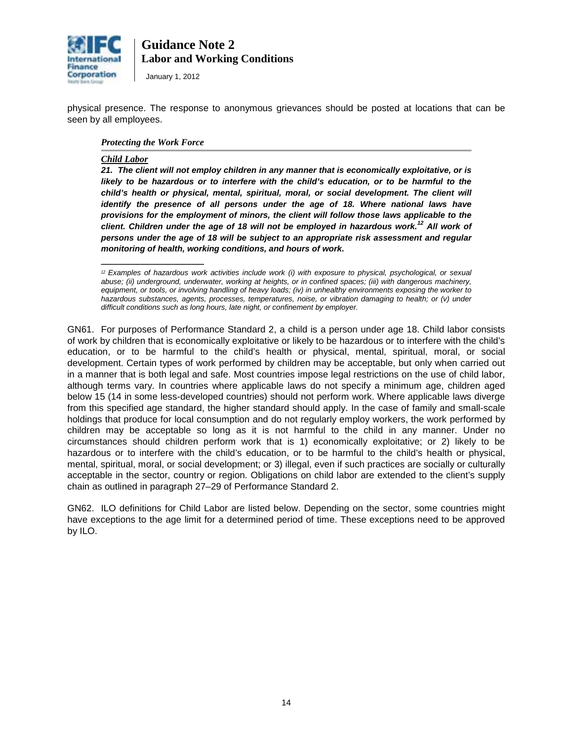physical presence. The response to anonymous grievances should be posted at locations that can be seen by all employees.

***Protecting the Work Force***

***Child Labor***

***21. The client will not employ children in any manner that is economically exploitative, or is likely to be hazardous or to interfere with the child's education, or to be harmful to the child's health or physical, mental, spiritual, moral, or social development. The client will identify the presence of all persons under the age of 18. Where national laws have provisions for the employment of minors, the client will follow those laws applicable to the client. Children under the age of 18 will not be employed in hazardous work.[12] All work of persons under the age of 18 will be subject to an appropriate risk assessment and regular monitoring of health, working conditions, and hours of work.***

*[12] Examples of hazardous work activities include work (i) with exposure to physical, psychological, or sexual abuse; (ii) underground, underwater, working at heights, or in confined spaces; (iii) with dangerous machinery, equipment, or tools, or involving handling of heavy loads; (iv) in unhealthy environments exposing the worker to hazardous substances, agents, processes, temperatures, noise, or vibration damaging to health; or (v) under difficult conditions such as long hours, late night, or confinement by employer.*

GN61. For purposes of Performance Standard 2, a child is a person under age 18. Child labor consists of work by children that is economically exploitative or likely to be hazardous or to interfere with the child's education, or to be harmful to the child's health or physical, mental, spiritual, moral, or social development. Certain types of work performed by children may be acceptable, but only when carried out in a manner that is both legal and safe. Most countries impose legal restrictions on the use of child labor, although terms vary. In countries where applicable laws do not specify a minimum age, children aged below 15 (14 in some less-developed countries) should not perform work. Where applicable laws diverge from this specified age standard, the higher standard should apply. In the case of family and small-scale holdings that produce for local consumption and do not regularly employ workers, the work performed by children may be acceptable so long as it is not harmful to the child in any manner. Under no circumstances should children perform work that is 1) economically exploitative; or 2) likely to be hazardous or to interfere with the child's education, or to be harmful to the child's health or physical, mental, spiritual, moral, or social development; or 3) illegal, even if such practices are socially or culturally acceptable in the sector, country or region. Obligations on child labor are extended to the client's supply chain as outlined in paragraph 27–29 of Performance Standard 2.

GN62. ILO definitions for Child Labor are listed below. Depending on the sector, some countries might have exceptions to the age limit for a determined period of time. These exceptions need to be approved by ILO.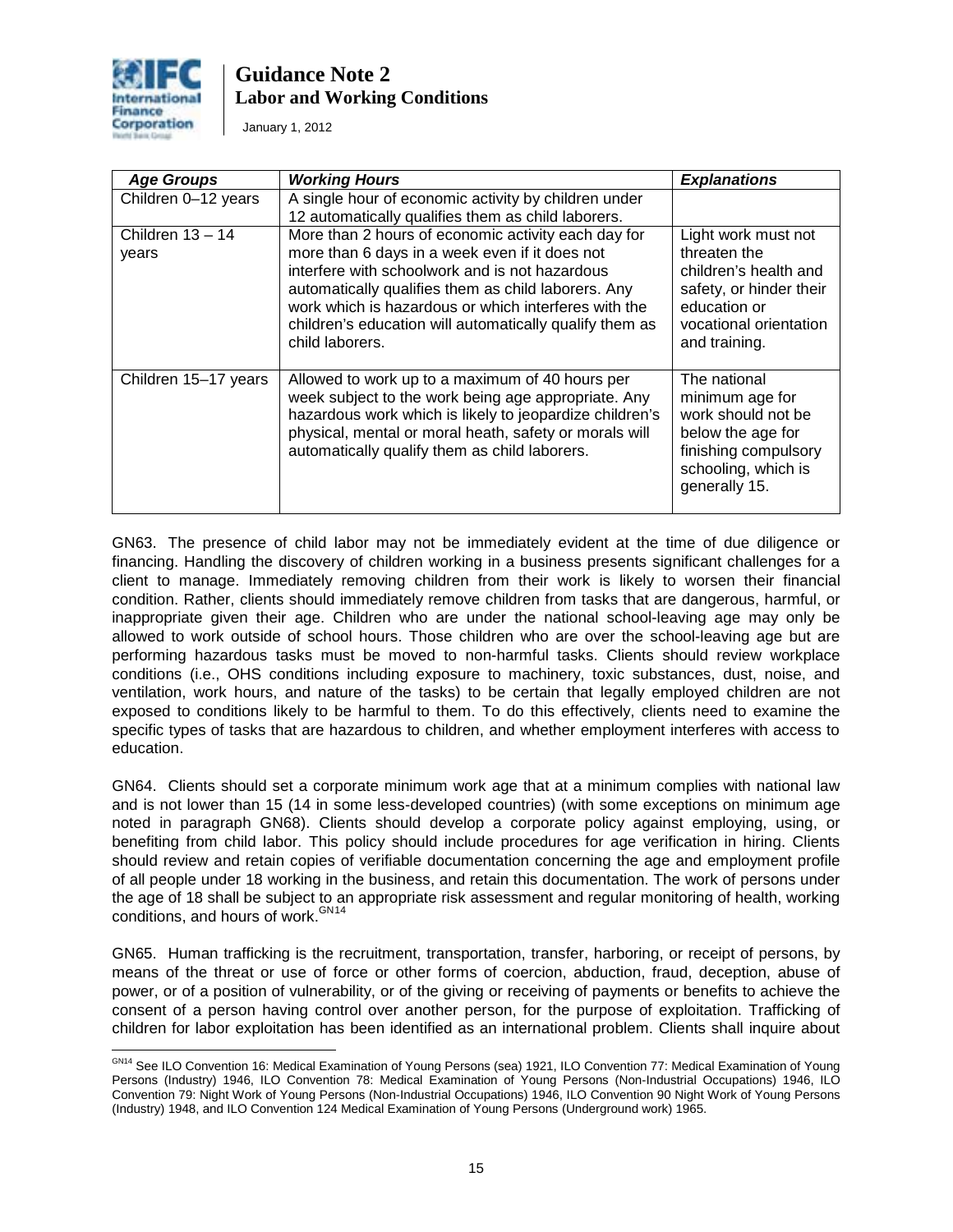| *Age Groups* | *Working Hours* | *Explanations* |
|---|---|---|
| Children 0–12 years | A single hour of economic activity by children under 12 automatically qualifies them as child laborers. | |
| Children 13 – 14 years | More than 2 hours of economic activity each day for more than 6 days in a week even if it does not interfere with schoolwork and is not hazardous automatically qualifies them as child laborers. Any work which is hazardous or which interferes with the children's education will automatically qualify them as child laborers. | Light work must not threaten the children's health and safety, or hinder their education or vocational orientation and training. |
| Children 15–17 years | Allowed to work up to a maximum of 40 hours per week subject to the work being age appropriate. Any hazardous work which is likely to jeopardize children's physical, mental or moral heath, safety or morals will automatically qualify them as child laborers. | The national minimum age for work should not be below the age for finishing compulsory schooling, which is generally 15. |

GN63. The presence of child labor may not be immediately evident at the time of due diligence or financing. Handling the discovery of children working in a business presents significant challenges for a client to manage. Immediately removing children from their work is likely to worsen their financial condition. Rather, clients should immediately remove children from tasks that are dangerous, harmful, or inappropriate given their age. Children who are under the national school-leaving age may only be allowed to work outside of school hours. Those children who are over the school-leaving age but are performing hazardous tasks must be moved to non-harmful tasks. Clients should review workplace conditions (i.e., OHS conditions including exposure to machinery, toxic substances, dust, noise, and ventilation, work hours, and nature of the tasks) to be certain that legally employed children are not exposed to conditions likely to be harmful to them. To do this effectively, clients need to examine the specific types of tasks that are hazardous to children, and whether employment interferes with access to education.

GN64. Clients should set a corporate minimum work age that at a minimum complies with national law and is not lower than 15 (14 in some less-developed countries) (with some exceptions on minimum age noted in paragraph GN68). Clients should develop a corporate policy against employing, using, or benefiting from child labor. This policy should include procedures for age verification in hiring. Clients should review and retain copies of verifiable documentation concerning the age and employment profile of all people under 18 working in the business, and retain this documentation. The work of persons under the age of 18 shall be subject to an appropriate risk assessment and regular monitoring of health, working conditions, and hours of work.[GN14]

GN65. Human trafficking is the recruitment, transportation, transfer, harboring, or receipt of persons, by means of the threat or use of force or other forms of coercion, abduction, fraud, deception, abuse of power, or of a position of vulnerability, or of the giving or receiving of payments or benefits to achieve the consent of a person having control over another person, for the purpose of exploitation. Trafficking of children for labor exploitation has been identified as an international problem. Clients shall inquire about

[GN14] See ILO Convention 16: Medical Examination of Young Persons (sea) 1921, ILO Convention 77: Medical Examination of Young Persons (Industry) 1946, ILO Convention 78: Medical Examination of Young Persons (Non-Industrial Occupations) 1946, ILO Convention 79: Night Work of Young Persons (Non-Industrial Occupations) 1946, ILO Convention 90 Night Work of Young Persons (Industry) 1948, and ILO Convention 124 Medical Examination of Young Persons (Underground work) 1965.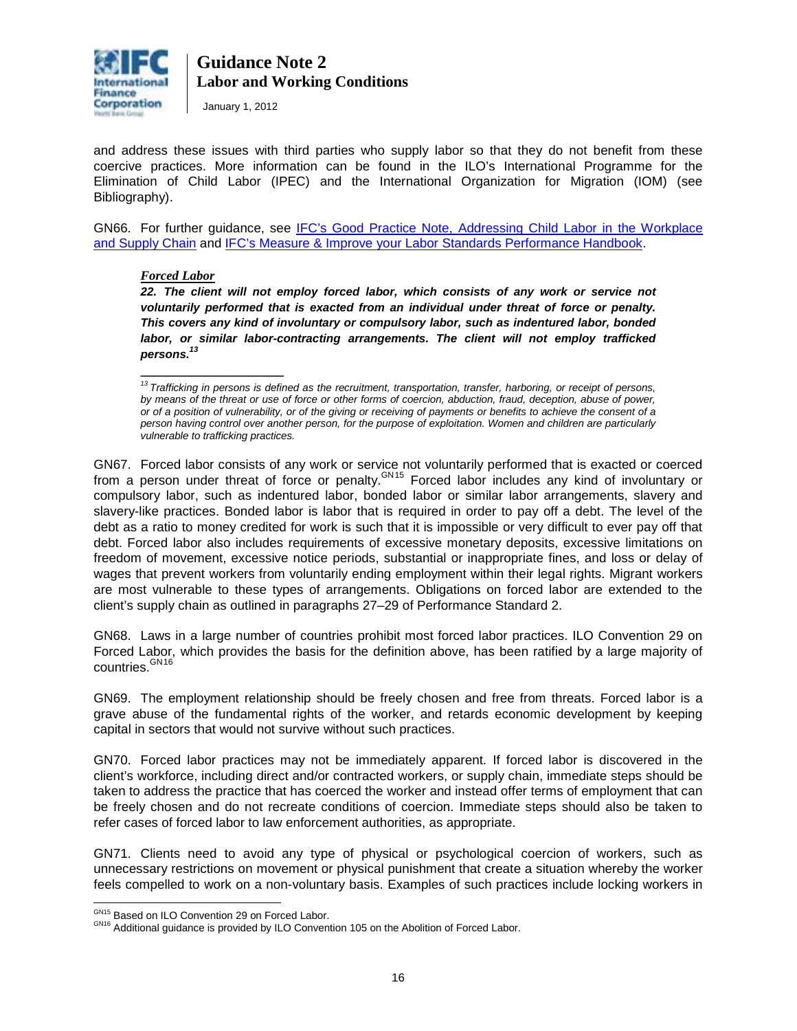and address these issues with third parties who supply labor so that they do not benefit from these coercive practices. More information can be found in the ILO's International Programme for the Elimination of Child Labor (IPEC) and the International Organization for Migration (IOM) (see Bibliography).

GN66. For further guidance, see IFC's Good Practice Note, Addressing Child Labor in the Workplace and Supply Chain and IFC's Measure & Improve your Labor Standards Performance Handbook.

***Forced Labor***

***22. The client will not employ forced labor, which consists of any work or service not voluntarily performed that is exacted from an individual under threat of force or penalty. This covers any kind of involuntary or compulsory labor, such as indentured labor, bonded labor, or similar labor-contracting arrangements. The client will not employ trafficked persons.[13]***

*[13] Trafficking in persons is defined as the recruitment, transportation, transfer, harboring, or receipt of persons, by means of the threat or use of force or other forms of coercion, abduction, fraud, deception, abuse of power, or of a position of vulnerability, or of the giving or receiving of payments or benefits to achieve the consent of a person having control over another person, for the purpose of exploitation. Women and children are particularly vulnerable to trafficking practices.*

GN67. Forced labor consists of any work or service not voluntarily performed that is exacted or coerced from a person under threat of force or penalty.[GN15] Forced labor includes any kind of involuntary or compulsory labor, such as indentured labor, bonded labor or similar labor arrangements, slavery and slavery-like practices. Bonded labor is labor that is required in order to pay off a debt. The level of the debt as a ratio to money credited for work is such that it is impossible or very difficult to ever pay off that debt. Forced labor also includes requirements of excessive monetary deposits, excessive limitations on freedom of movement, excessive notice periods, substantial or inappropriate fines, and loss or delay of wages that prevent workers from voluntarily ending employment within their legal rights. Migrant workers are most vulnerable to these types of arrangements. Obligations on forced labor are extended to the client's supply chain as outlined in paragraphs 27–29 of Performance Standard 2.

GN68. Laws in a large number of countries prohibit most forced labor practices. ILO Convention 29 on Forced Labor, which provides the basis for the definition above, has been ratified by a large majority of countries.[GN16]

GN69. The employment relationship should be freely chosen and free from threats. Forced labor is a grave abuse of the fundamental rights of the worker, and retards economic development by keeping capital in sectors that would not survive without such practices.

GN70. Forced labor practices may not be immediately apparent. If forced labor is discovered in the client's workforce, including direct and/or contracted workers, or supply chain, immediate steps should be taken to address the practice that has coerced the worker and instead offer terms of employment that can be freely chosen and do not recreate conditions of coercion. Immediate steps should also be taken to refer cases of forced labor to law enforcement authorities, as appropriate.

GN71. Clients need to avoid any type of physical or psychological coercion of workers, such as unnecessary restrictions on movement or physical punishment that create a situation whereby the worker feels compelled to work on a non-voluntary basis. Examples of such practices include locking workers in

[GN15] Based on ILO Convention 29 on Forced Labor.

[GN16] Additional guidance is provided by ILO Convention 105 on the Abolition of Forced Labor.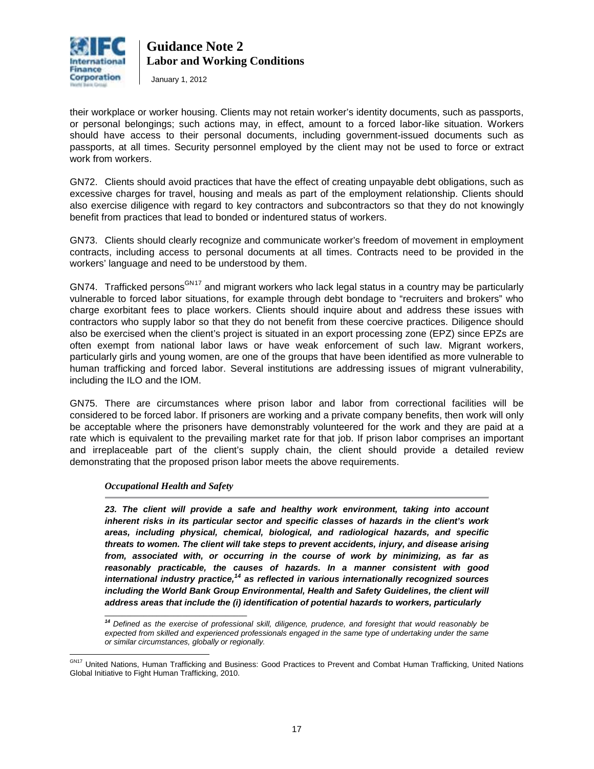their workplace or worker housing. Clients may not retain worker's identity documents, such as passports, or personal belongings; such actions may, in effect, amount to a forced labor-like situation. Workers should have access to their personal documents, including government-issued documents such as passports, at all times. Security personnel employed by the client may not be used to force or extract work from workers.

GN72. Clients should avoid practices that have the effect of creating unpayable debt obligations, such as excessive charges for travel, housing and meals as part of the employment relationship. Clients should also exercise diligence with regard to key contractors and subcontractors so that they do not knowingly benefit from practices that lead to bonded or indentured status of workers.

GN73. Clients should clearly recognize and communicate worker's freedom of movement in employment contracts, including access to personal documents at all times. Contracts need to be provided in the workers' language and need to be understood by them.

GN74. Trafficked persons[GN17] and migrant workers who lack legal status in a country may be particularly vulnerable to forced labor situations, for example through debt bondage to "recruiters and brokers" who charge exorbitant fees to place workers. Clients should inquire about and address these issues with contractors who supply labor so that they do not benefit from these coercive practices. Diligence should also be exercised when the client's project is situated in an export processing zone (EPZ) since EPZs are often exempt from national labor laws or have weak enforcement of such law. Migrant workers, particularly girls and young women, are one of the groups that have been identified as more vulnerable to human trafficking and forced labor. Several institutions are addressing issues of migrant vulnerability, including the ILO and the IOM.

GN75. There are circumstances where prison labor and labor from correctional facilities will be considered to be forced labor. If prisoners are working and a private company benefits, then work will only be acceptable where the prisoners have demonstrably volunteered for the work and they are paid at a rate which is equivalent to the prevailing market rate for that job. If prison labor comprises an important and irreplaceable part of the client's supply chain, the client should provide a detailed review demonstrating that the proposed prison labor meets the above requirements.

### *Occupational Health and Safety*

***23. The client will provide a safe and healthy work environment, taking into account inherent risks in its particular sector and specific classes of hazards in the client's work areas, including physical, chemical, biological, and radiological hazards, and specific threats to women. The client will take steps to prevent accidents, injury, and disease arising from, associated with, or occurring in the course of work by minimizing, as far as reasonably practicable, the causes of hazards. In a manner consistent with good international industry practice,[14] as reflected in various internationally recognized sources including the World Bank Group Environmental, Health and Safety Guidelines, the client will address areas that include the (i) identification of potential hazards to workers, particularly***

*[14] Defined as the exercise of professional skill, diligence, prudence, and foresight that would reasonably be expected from skilled and experienced professionals engaged in the same type of undertaking under the same or similar circumstances, globally or regionally.*

[GN17] United Nations, Human Trafficking and Business: Good Practices to Prevent and Combat Human Trafficking, United Nations Global Initiative to Fight Human Trafficking, 2010.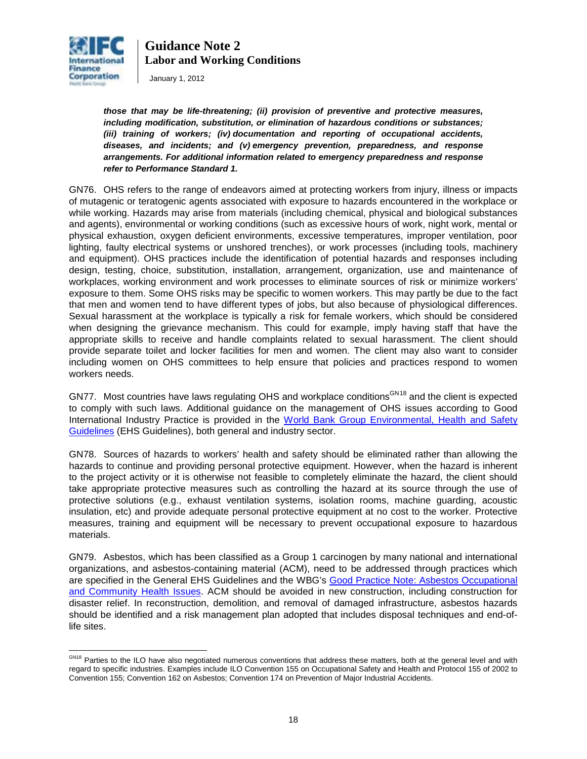***those that may be life-threatening; (ii) provision of preventive and protective measures, including modification, substitution, or elimination of hazardous conditions or substances; (iii) training of workers; (iv) documentation and reporting of occupational accidents, diseases, and incidents; and (v) emergency prevention, preparedness, and response arrangements. For additional information related to emergency preparedness and response refer to Performance Standard 1.***

GN76. OHS refers to the range of endeavors aimed at protecting workers from injury, illness or impacts of mutagenic or teratogenic agents associated with exposure to hazards encountered in the workplace or while working. Hazards may arise from materials (including chemical, physical and biological substances and agents), environmental or working conditions (such as excessive hours of work, night work, mental or physical exhaustion, oxygen deficient environments, excessive temperatures, improper ventilation, poor lighting, faulty electrical systems or unshored trenches), or work processes (including tools, machinery and equipment). OHS practices include the identification of potential hazards and responses including design, testing, choice, substitution, installation, arrangement, organization, use and maintenance of workplaces, working environment and work processes to eliminate sources of risk or minimize workers' exposure to them. Some OHS risks may be specific to women workers. This may partly be due to the fact that men and women tend to have different types of jobs, but also because of physiological differences. Sexual harassment at the workplace is typically a risk for female workers, which should be considered when designing the grievance mechanism. This could for example, imply having staff that have the appropriate skills to receive and handle complaints related to sexual harassment. The client should provide separate toilet and locker facilities for men and women. The client may also want to consider including women on OHS committees to help ensure that policies and practices respond to women workers needs.

GN77. Most countries have laws regulating OHS and workplace conditions[GN18] and the client is expected to comply with such laws. Additional guidance on the management of OHS issues according to Good International Industry Practice is provided in the World Bank Group Environmental, Health and Safety Guidelines (EHS Guidelines), both general and industry sector.

GN78. Sources of hazards to workers' health and safety should be eliminated rather than allowing the hazards to continue and providing personal protective equipment. However, when the hazard is inherent to the project activity or it is otherwise not feasible to completely eliminate the hazard, the client should take appropriate protective measures such as controlling the hazard at its source through the use of protective solutions (e.g., exhaust ventilation systems, isolation rooms, machine guarding, acoustic insulation, etc) and provide adequate personal protective equipment at no cost to the worker. Protective measures, training and equipment will be necessary to prevent occupational exposure to hazardous materials.

GN79. Asbestos, which has been classified as a Group 1 carcinogen by many national and international organizations, and asbestos-containing material (ACM), need to be addressed through practices which are specified in the General EHS Guidelines and the WBG's Good Practice Note: Asbestos Occupational and Community Health Issues. ACM should be avoided in new construction, including construction for disaster relief. In reconstruction, demolition, and removal of damaged infrastructure, asbestos hazards should be identified and a risk management plan adopted that includes disposal techniques and end-of-life sites.

---

[GN18] Parties to the ILO have also negotiated numerous conventions that address these matters, both at the general level and with regard to specific industries. Examples include ILO Convention 155 on Occupational Safety and Health and Protocol 155 of 2002 to Convention 155; Convention 162 on Asbestos; Convention 174 on Prevention of Major Industrial Accidents.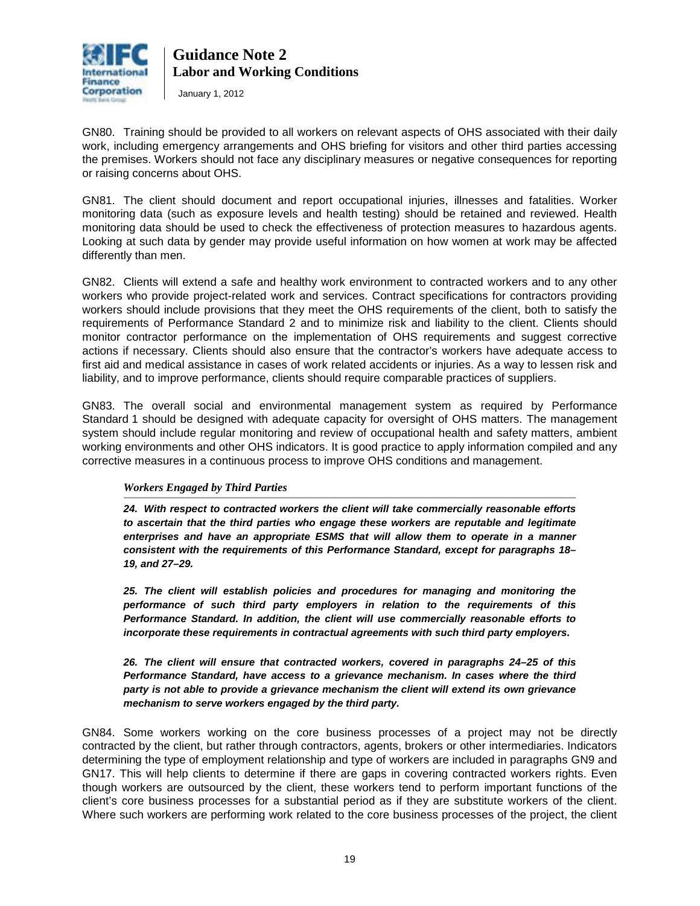GN80. Training should be provided to all workers on relevant aspects of OHS associated with their daily work, including emergency arrangements and OHS briefing for visitors and other third parties accessing the premises. Workers should not face any disciplinary measures or negative consequences for reporting or raising concerns about OHS.

GN81. The client should document and report occupational injuries, illnesses and fatalities. Worker monitoring data (such as exposure levels and health testing) should be retained and reviewed. Health monitoring data should be used to check the effectiveness of protection measures to hazardous agents. Looking at such data by gender may provide useful information on how women at work may be affected differently than men.

GN82. Clients will extend a safe and healthy work environment to contracted workers and to any other workers who provide project-related work and services. Contract specifications for contractors providing workers should include provisions that they meet the OHS requirements of the client, both to satisfy the requirements of Performance Standard 2 and to minimize risk and liability to the client. Clients should monitor contractor performance on the implementation of OHS requirements and suggest corrective actions if necessary. Clients should also ensure that the contractor's workers have adequate access to first aid and medical assistance in cases of work related accidents or injuries. As a way to lessen risk and liability, and to improve performance, clients should require comparable practices of suppliers.

GN83. The overall social and environmental management system as required by Performance Standard 1 should be designed with adequate capacity for oversight of OHS matters. The management system should include regular monitoring and review of occupational health and safety matters, ambient working environments and other OHS indicators. It is good practice to apply information compiled and any corrective measures in a continuous process to improve OHS conditions and management.

### *Workers Engaged by Third Parties*

***24. With respect to contracted workers the client will take commercially reasonable efforts to ascertain that the third parties who engage these workers are reputable and legitimate enterprises and have an appropriate ESMS that will allow them to operate in a manner consistent with the requirements of this Performance Standard, except for paragraphs 18–19, and 27–29.***

***25. The client will establish policies and procedures for managing and monitoring the performance of such third party employers in relation to the requirements of this Performance Standard. In addition, the client will use commercially reasonable efforts to incorporate these requirements in contractual agreements with such third party employers.***

***26. The client will ensure that contracted workers, covered in paragraphs 24–25 of this Performance Standard, have access to a grievance mechanism. In cases where the third party is not able to provide a grievance mechanism the client will extend its own grievance mechanism to serve workers engaged by the third party.***

GN84. Some workers working on the core business processes of a project may not be directly contracted by the client, but rather through contractors, agents, brokers or other intermediaries. Indicators determining the type of employment relationship and type of workers are included in paragraphs GN9 and GN17. This will help clients to determine if there are gaps in covering contracted workers rights. Even though workers are outsourced by the client, these workers tend to perform important functions of the client's core business processes for a substantial period as if they are substitute workers of the client. Where such workers are performing work related to the core business processes of the project, the client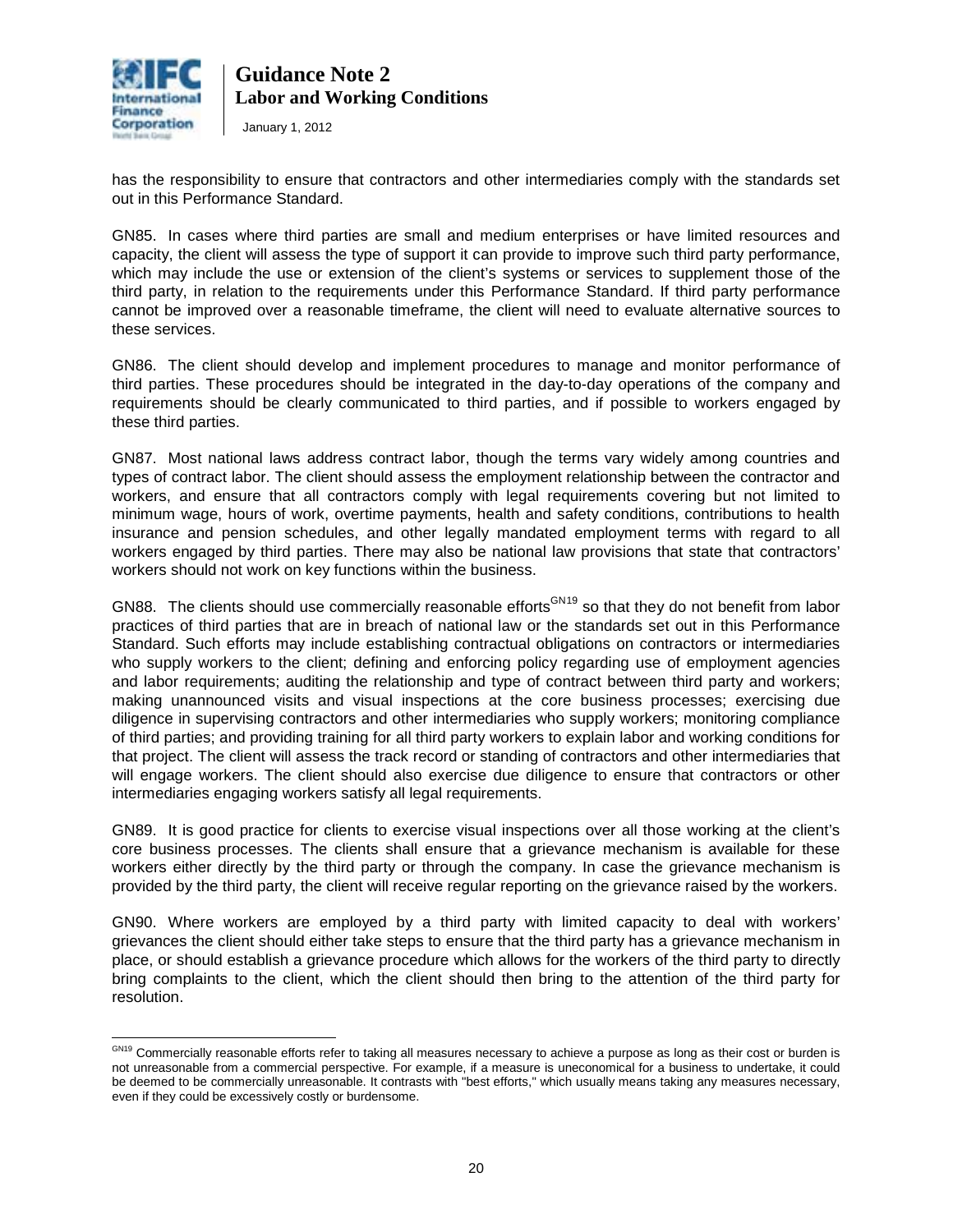has the responsibility to ensure that contractors and other intermediaries comply with the standards set out in this Performance Standard.

GN85. In cases where third parties are small and medium enterprises or have limited resources and capacity, the client will assess the type of support it can provide to improve such third party performance, which may include the use or extension of the client's systems or services to supplement those of the third party, in relation to the requirements under this Performance Standard. If third party performance cannot be improved over a reasonable timeframe, the client will need to evaluate alternative sources to these services.

GN86. The client should develop and implement procedures to manage and monitor performance of third parties. These procedures should be integrated in the day-to-day operations of the company and requirements should be clearly communicated to third parties, and if possible to workers engaged by these third parties.

GN87. Most national laws address contract labor, though the terms vary widely among countries and types of contract labor. The client should assess the employment relationship between the contractor and workers, and ensure that all contractors comply with legal requirements covering but not limited to minimum wage, hours of work, overtime payments, health and safety conditions, contributions to health insurance and pension schedules, and other legally mandated employment terms with regard to all workers engaged by third parties. There may also be national law provisions that state that contractors' workers should not work on key functions within the business.

GN88. The clients should use commercially reasonable efforts[GN19] so that they do not benefit from labor practices of third parties that are in breach of national law or the standards set out in this Performance Standard. Such efforts may include establishing contractual obligations on contractors or intermediaries who supply workers to the client; defining and enforcing policy regarding use of employment agencies and labor requirements; auditing the relationship and type of contract between third party and workers; making unannounced visits and visual inspections at the core business processes; exercising due diligence in supervising contractors and other intermediaries who supply workers; monitoring compliance of third parties; and providing training for all third party workers to explain labor and working conditions for that project. The client will assess the track record or standing of contractors and other intermediaries that will engage workers. The client should also exercise due diligence to ensure that contractors or other intermediaries engaging workers satisfy all legal requirements.

GN89. It is good practice for clients to exercise visual inspections over all those working at the client's core business processes. The clients shall ensure that a grievance mechanism is available for these workers either directly by the third party or through the company. In case the grievance mechanism is provided by the third party, the client will receive regular reporting on the grievance raised by the workers.

GN90. Where workers are employed by a third party with limited capacity to deal with workers' grievances the client should either take steps to ensure that the third party has a grievance mechanism in place, or should establish a grievance procedure which allows for the workers of the third party to directly bring complaints to the client, which the client should then bring to the attention of the third party for resolution.

[GN19] Commercially reasonable efforts refer to taking all measures necessary to achieve a purpose as long as their cost or burden is not unreasonable from a commercial perspective. For example, if a measure is uneconomical for a business to undertake, it could be deemed to be commercially unreasonable. It contrasts with "best efforts," which usually means taking any measures necessary, even if they could be excessively costly or burdensome.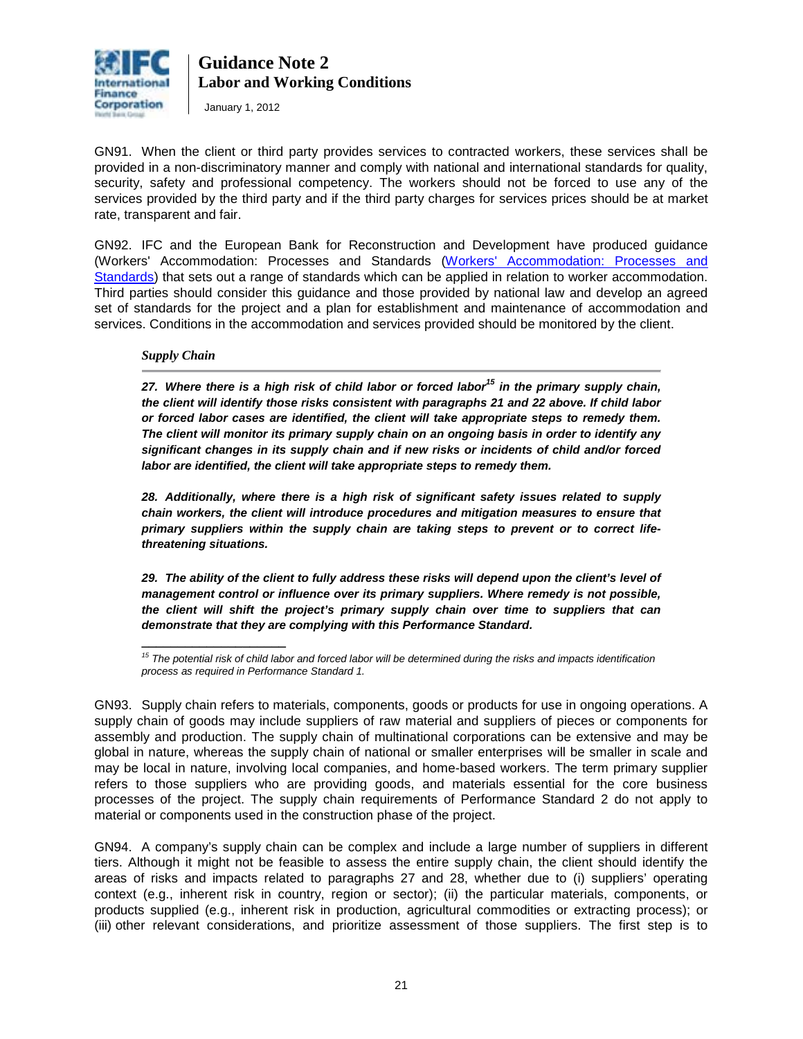GN91. When the client or third party provides services to contracted workers, these services shall be provided in a non-discriminatory manner and comply with national and international standards for quality, security, safety and professional competency. The workers should not be forced to use any of the services provided by the third party and if the third party charges for services prices should be at market rate, transparent and fair.

GN92. IFC and the European Bank for Reconstruction and Development have produced guidance (Workers' Accommodation: Processes and Standards ([Workers' Accommodation: Processes and Standards]()) that sets out a range of standards which can be applied in relation to worker accommodation. Third parties should consider this guidance and those provided by national law and develop an agreed set of standards for the project and a plan for establishment and maintenance of accommodation and services. Conditions in the accommodation and services provided should be monitored by the client.

### *Supply Chain*

---

***27. Where there is a high risk of child labor or forced labor[15] in the primary supply chain, the client will identify those risks consistent with paragraphs 21 and 22 above. If child labor or forced labor cases are identified, the client will take appropriate steps to remedy them. The client will monitor its primary supply chain on an ongoing basis in order to identify any significant changes in its supply chain and if new risks or incidents of child and/or forced labor are identified, the client will take appropriate steps to remedy them.***

***28. Additionally, where there is a high risk of significant safety issues related to supply chain workers, the client will introduce procedures and mitigation measures to ensure that primary suppliers within the supply chain are taking steps to prevent or to correct life-threatening situations.***

***29. The ability of the client to fully address these risks will depend upon the client's level of management control or influence over its primary suppliers. Where remedy is not possible, the client will shift the project's primary supply chain over time to suppliers that can demonstrate that they are complying with this Performance Standard.***

---

*[15] The potential risk of child labor and forced labor will be determined during the risks and impacts identification process as required in Performance Standard 1.*

GN93. Supply chain refers to materials, components, goods or products for use in ongoing operations. A supply chain of goods may include suppliers of raw material and suppliers of pieces or components for assembly and production. The supply chain of multinational corporations can be extensive and may be global in nature, whereas the supply chain of national or smaller enterprises will be smaller in scale and may be local in nature, involving local companies, and home-based workers. The term primary supplier refers to those suppliers who are providing goods, and materials essential for the core business processes of the project. The supply chain requirements of Performance Standard 2 do not apply to material or components used in the construction phase of the project.

GN94. A company's supply chain can be complex and include a large number of suppliers in different tiers. Although it might not be feasible to assess the entire supply chain, the client should identify the areas of risks and impacts related to paragraphs 27 and 28, whether due to (i) suppliers' operating context (e.g., inherent risk in country, region or sector); (ii) the particular materials, components, or products supplied (e.g., inherent risk in production, agricultural commodities or extracting process); or (iii) other relevant considerations, and prioritize assessment of those suppliers. The first step is to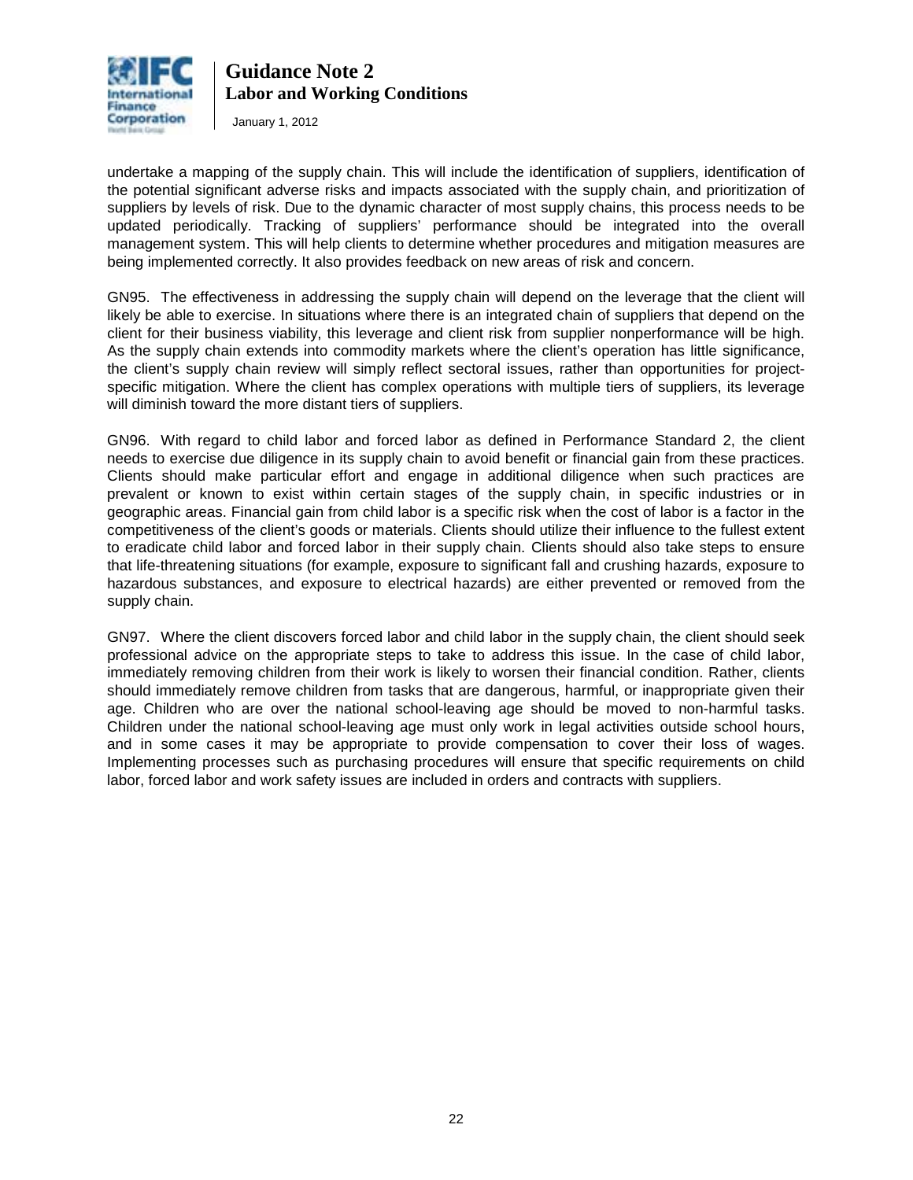undertake a mapping of the supply chain. This will include the identification of suppliers, identification of the potential significant adverse risks and impacts associated with the supply chain, and prioritization of suppliers by levels of risk. Due to the dynamic character of most supply chains, this process needs to be updated periodically. Tracking of suppliers' performance should be integrated into the overall management system. This will help clients to determine whether procedures and mitigation measures are being implemented correctly. It also provides feedback on new areas of risk and concern.

GN95. The effectiveness in addressing the supply chain will depend on the leverage that the client will likely be able to exercise. In situations where there is an integrated chain of suppliers that depend on the client for their business viability, this leverage and client risk from supplier nonperformance will be high. As the supply chain extends into commodity markets where the client's operation has little significance, the client's supply chain review will simply reflect sectoral issues, rather than opportunities for project-specific mitigation. Where the client has complex operations with multiple tiers of suppliers, its leverage will diminish toward the more distant tiers of suppliers.

GN96. With regard to child labor and forced labor as defined in Performance Standard 2, the client needs to exercise due diligence in its supply chain to avoid benefit or financial gain from these practices. Clients should make particular effort and engage in additional diligence when such practices are prevalent or known to exist within certain stages of the supply chain, in specific industries or in geographic areas. Financial gain from child labor is a specific risk when the cost of labor is a factor in the competitiveness of the client's goods or materials. Clients should utilize their influence to the fullest extent to eradicate child labor and forced labor in their supply chain. Clients should also take steps to ensure that life-threatening situations (for example, exposure to significant fall and crushing hazards, exposure to hazardous substances, and exposure to electrical hazards) are either prevented or removed from the supply chain.

GN97. Where the client discovers forced labor and child labor in the supply chain, the client should seek professional advice on the appropriate steps to take to address this issue. In the case of child labor, immediately removing children from their work is likely to worsen their financial condition. Rather, clients should immediately remove children from tasks that are dangerous, harmful, or inappropriate given their age. Children who are over the national school-leaving age should be moved to non-harmful tasks. Children under the national school-leaving age must only work in legal activities outside school hours, and in some cases it may be appropriate to provide compensation to cover their loss of wages. Implementing processes such as purchasing procedures will ensure that specific requirements on child labor, forced labor and work safety issues are included in orders and contracts with suppliers.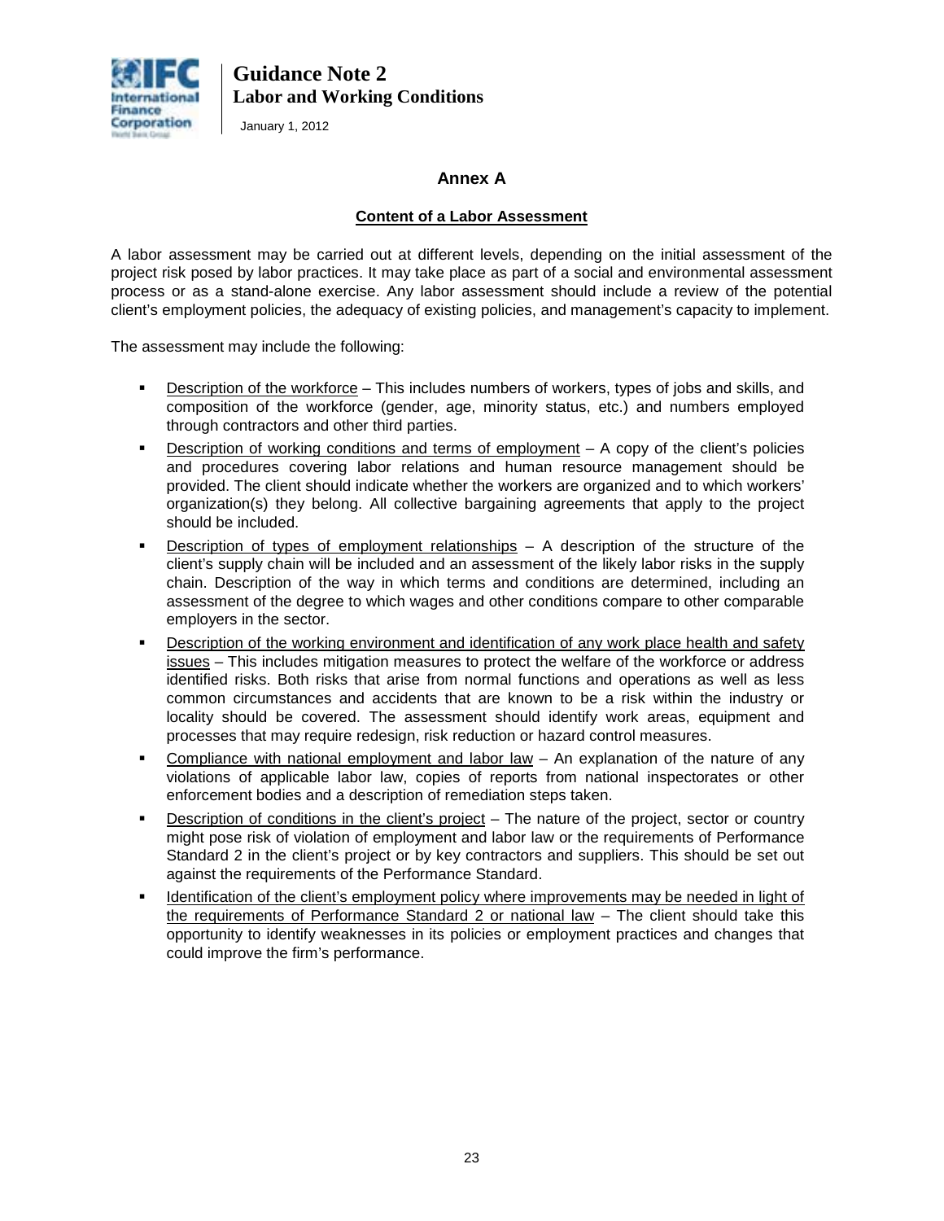## Annex A

### Content of a Labor Assessment

A labor assessment may be carried out at different levels, depending on the initial assessment of the project risk posed by labor practices. It may take place as part of a social and environmental assessment process or as a stand-alone exercise. Any labor assessment should include a review of the potential client's employment policies, the adequacy of existing policies, and management's capacity to implement.

The assessment may include the following:

- Description of the workforce – This includes numbers of workers, types of jobs and skills, and composition of the workforce (gender, age, minority status, etc.) and numbers employed through contractors and other third parties.
- Description of working conditions and terms of employment – A copy of the client's policies and procedures covering labor relations and human resource management should be provided. The client should indicate whether the workers are organized and to which workers' organization(s) they belong. All collective bargaining agreements that apply to the project should be included.
- Description of types of employment relationships – A description of the structure of the client's supply chain will be included and an assessment of the likely labor risks in the supply chain. Description of the way in which terms and conditions are determined, including an assessment of the degree to which wages and other conditions compare to other comparable employers in the sector.
- Description of the working environment and identification of any work place health and safety issues – This includes mitigation measures to protect the welfare of the workforce or address identified risks. Both risks that arise from normal functions and operations as well as less common circumstances and accidents that are known to be a risk within the industry or locality should be covered. The assessment should identify work areas, equipment and processes that may require redesign, risk reduction or hazard control measures.
- Compliance with national employment and labor law – An explanation of the nature of any violations of applicable labor law, copies of reports from national inspectorates or other enforcement bodies and a description of remediation steps taken.
- Description of conditions in the client's project – The nature of the project, sector or country might pose risk of violation of employment and labor law or the requirements of Performance Standard 2 in the client's project or by key contractors and suppliers. This should be set out against the requirements of the Performance Standard.
- Identification of the client's employment policy where improvements may be needed in light of the requirements of Performance Standard 2 or national law – The client should take this opportunity to identify weaknesses in its policies or employment practices and changes that could improve the firm's performance.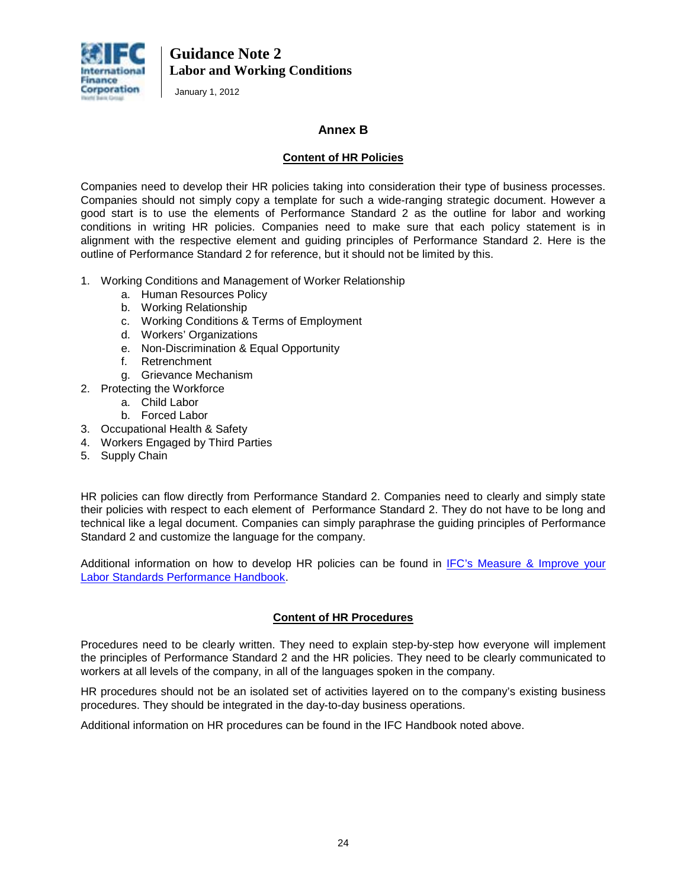## Annex B

### Content of HR Policies

Companies need to develop their HR policies taking into consideration their type of business processes. Companies should not simply copy a template for such a wide-ranging strategic document. However a good start is to use the elements of Performance Standard 2 as the outline for labor and working conditions in writing HR policies. Companies need to make sure that each policy statement is in alignment with the respective element and guiding principles of Performance Standard 2. Here is the outline of Performance Standard 2 for reference, but it should not be limited by this.

1. Working Conditions and Management of Worker Relationship
   a. Human Resources Policy
   b. Working Relationship
   c. Working Conditions & Terms of Employment
   d. Workers' Organizations
   e. Non-Discrimination & Equal Opportunity
   f. Retrenchment
   g. Grievance Mechanism
2. Protecting the Workforce
   a. Child Labor
   b. Forced Labor
3. Occupational Health & Safety
4. Workers Engaged by Third Parties
5. Supply Chain

HR policies can flow directly from Performance Standard 2. Companies need to clearly and simply state their policies with respect to each element of Performance Standard 2. They do not have to be long and technical like a legal document. Companies can simply paraphrase the guiding principles of Performance Standard 2 and customize the language for the company.

Additional information on how to develop HR policies can be found in IFC's Measure & Improve your Labor Standards Performance Handbook.

### Content of HR Procedures

Procedures need to be clearly written. They need to explain step-by-step how everyone will implement the principles of Performance Standard 2 and the HR policies. They need to be clearly communicated to workers at all levels of the company, in all of the languages spoken in the company.

HR procedures should not be an isolated set of activities layered on to the company's existing business procedures. They should be integrated in the day-to-day business operations.

Additional information on HR procedures can be found in the IFC Handbook noted above.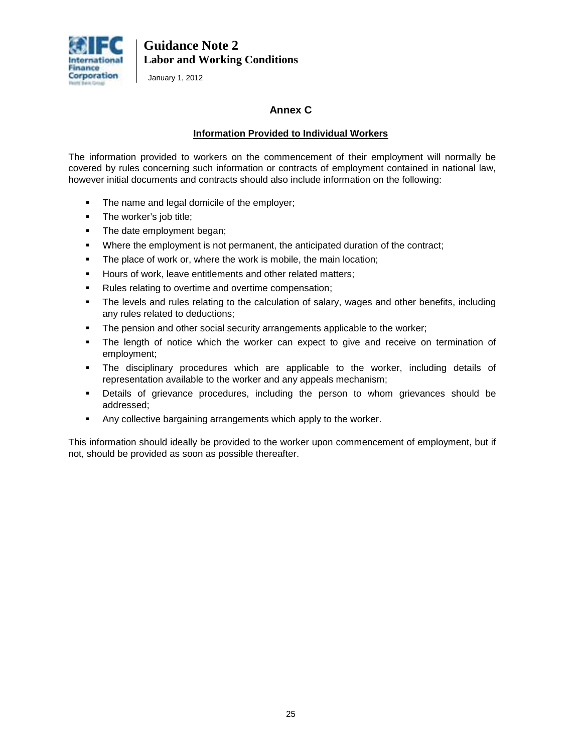## Annex C

### Information Provided to Individual Workers

The information provided to workers on the commencement of their employment will normally be covered by rules concerning such information or contracts of employment contained in national law, however initial documents and contracts should also include information on the following:

- The name and legal domicile of the employer;
- The worker's job title;
- The date employment began;
- Where the employment is not permanent, the anticipated duration of the contract;
- The place of work or, where the work is mobile, the main location;
- Hours of work, leave entitlements and other related matters;
- Rules relating to overtime and overtime compensation;
- The levels and rules relating to the calculation of salary, wages and other benefits, including any rules related to deductions;
- The pension and other social security arrangements applicable to the worker;
- The length of notice which the worker can expect to give and receive on termination of employment;
- The disciplinary procedures which are applicable to the worker, including details of representation available to the worker and any appeals mechanism;
- Details of grievance procedures, including the person to whom grievances should be addressed;
- Any collective bargaining arrangements which apply to the worker.

This information should ideally be provided to the worker upon commencement of employment, but if not, should be provided as soon as possible thereafter.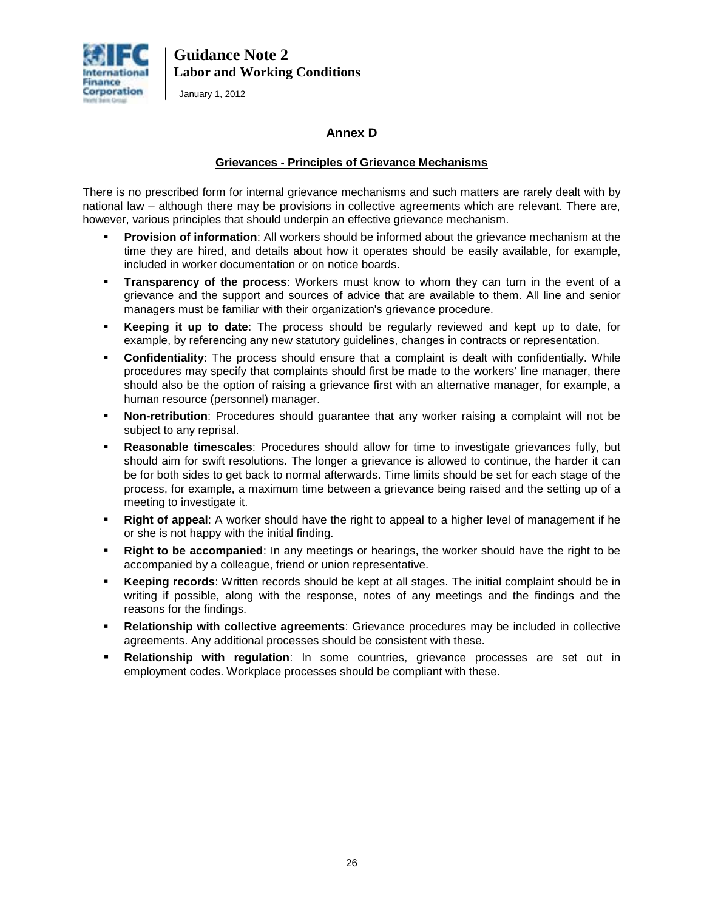# Annex D

## Grievances - Principles of Grievance Mechanisms

There is no prescribed form for internal grievance mechanisms and such matters are rarely dealt with by national law – although there may be provisions in collective agreements which are relevant. There are, however, various principles that should underpin an effective grievance mechanism.

- **Provision of information**: All workers should be informed about the grievance mechanism at the time they are hired, and details about how it operates should be easily available, for example, included in worker documentation or on notice boards.
- **Transparency of the process**: Workers must know to whom they can turn in the event of a grievance and the support and sources of advice that are available to them. All line and senior managers must be familiar with their organization's grievance procedure.
- **Keeping it up to date**: The process should be regularly reviewed and kept up to date, for example, by referencing any new statutory guidelines, changes in contracts or representation.
- **Confidentiality**: The process should ensure that a complaint is dealt with confidentially. While procedures may specify that complaints should first be made to the workers' line manager, there should also be the option of raising a grievance first with an alternative manager, for example, a human resource (personnel) manager.
- **Non-retribution**: Procedures should guarantee that any worker raising a complaint will not be subject to any reprisal.
- **Reasonable timescales**: Procedures should allow for time to investigate grievances fully, but should aim for swift resolutions. The longer a grievance is allowed to continue, the harder it can be for both sides to get back to normal afterwards. Time limits should be set for each stage of the process, for example, a maximum time between a grievance being raised and the setting up of a meeting to investigate it.
- **Right of appeal**: A worker should have the right to appeal to a higher level of management if he or she is not happy with the initial finding.
- **Right to be accompanied**: In any meetings or hearings, the worker should have the right to be accompanied by a colleague, friend or union representative.
- **Keeping records**: Written records should be kept at all stages. The initial complaint should be in writing if possible, along with the response, notes of any meetings and the findings and the reasons for the findings.
- **Relationship with collective agreements**: Grievance procedures may be included in collective agreements. Any additional processes should be consistent with these.
- **Relationship with regulation**: In some countries, grievance processes are set out in employment codes. Workplace processes should be compliant with these.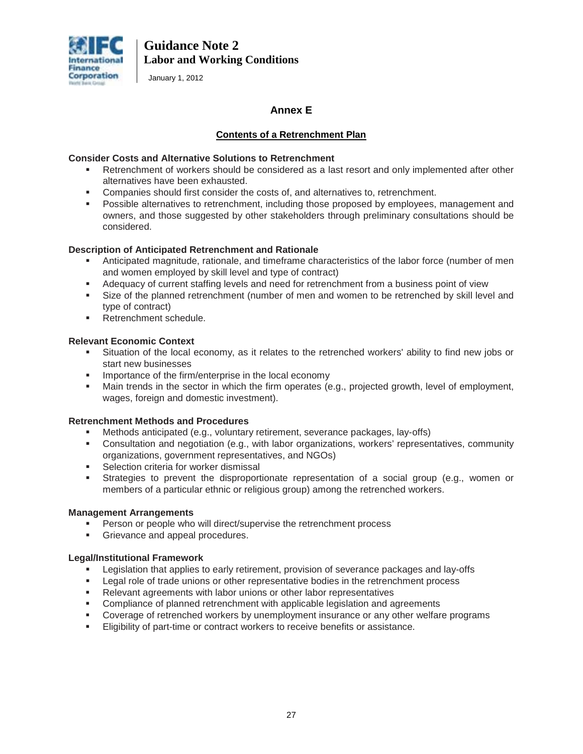# Annex E

## Contents of a Retrenchment Plan

**Consider Costs and Alternative Solutions to Retrenchment**

- Retrenchment of workers should be considered as a last resort and only implemented after other alternatives have been exhausted.
- Companies should first consider the costs of, and alternatives to, retrenchment.
- Possible alternatives to retrenchment, including those proposed by employees, management and owners, and those suggested by other stakeholders through preliminary consultations should be considered.

**Description of Anticipated Retrenchment and Rationale**

- Anticipated magnitude, rationale, and timeframe characteristics of the labor force (number of men and women employed by skill level and type of contract)
- Adequacy of current staffing levels and need for retrenchment from a business point of view
- Size of the planned retrenchment (number of men and women to be retrenched by skill level and type of contract)
- Retrenchment schedule.

**Relevant Economic Context**

- Situation of the local economy, as it relates to the retrenched workers' ability to find new jobs or start new businesses
- Importance of the firm/enterprise in the local economy
- Main trends in the sector in which the firm operates (e.g., projected growth, level of employment, wages, foreign and domestic investment).

**Retrenchment Methods and Procedures**

- Methods anticipated (e.g., voluntary retirement, severance packages, lay-offs)
- Consultation and negotiation (e.g., with labor organizations, workers' representatives, community organizations, government representatives, and NGOs)
- Selection criteria for worker dismissal
- Strategies to prevent the disproportionate representation of a social group (e.g., women or members of a particular ethnic or religious group) among the retrenched workers.

**Management Arrangements**

- Person or people who will direct/supervise the retrenchment process
- Grievance and appeal procedures.

**Legal/Institutional Framework**

- Legislation that applies to early retirement, provision of severance packages and lay-offs
- Legal role of trade unions or other representative bodies in the retrenchment process
- Relevant agreements with labor unions or other labor representatives
- Compliance of planned retrenchment with applicable legislation and agreements
- Coverage of retrenched workers by unemployment insurance or any other welfare programs
- Eligibility of part-time or contract workers to receive benefits or assistance.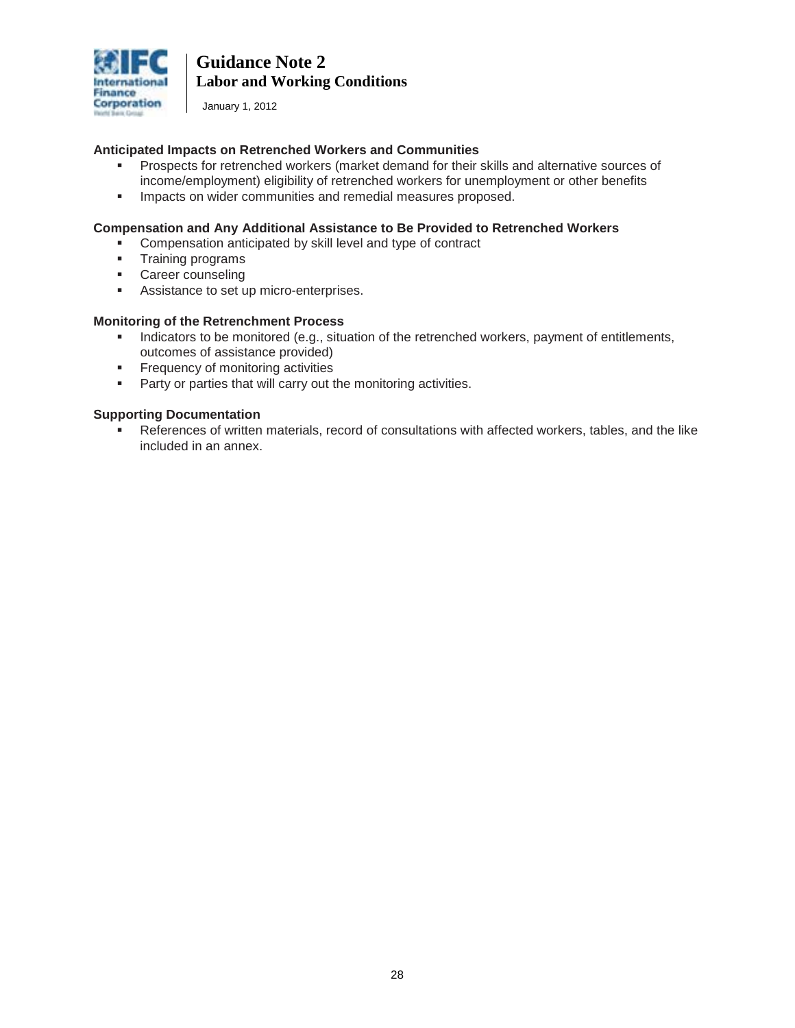**Anticipated Impacts on Retrenched Workers and Communities**

- Prospects for retrenched workers (market demand for their skills and alternative sources of income/employment) eligibility of retrenched workers for unemployment or other benefits
- Impacts on wider communities and remedial measures proposed.

**Compensation and Any Additional Assistance to Be Provided to Retrenched Workers**

- Compensation anticipated by skill level and type of contract
- Training programs
- Career counseling
- Assistance to set up micro-enterprises.

**Monitoring of the Retrenchment Process**

- Indicators to be monitored (e.g., situation of the retrenched workers, payment of entitlements, outcomes of assistance provided)
- Frequency of monitoring activities
- Party or parties that will carry out the monitoring activities.

**Supporting Documentation**

- References of written materials, record of consultations with affected workers, tables, and the like included in an annex.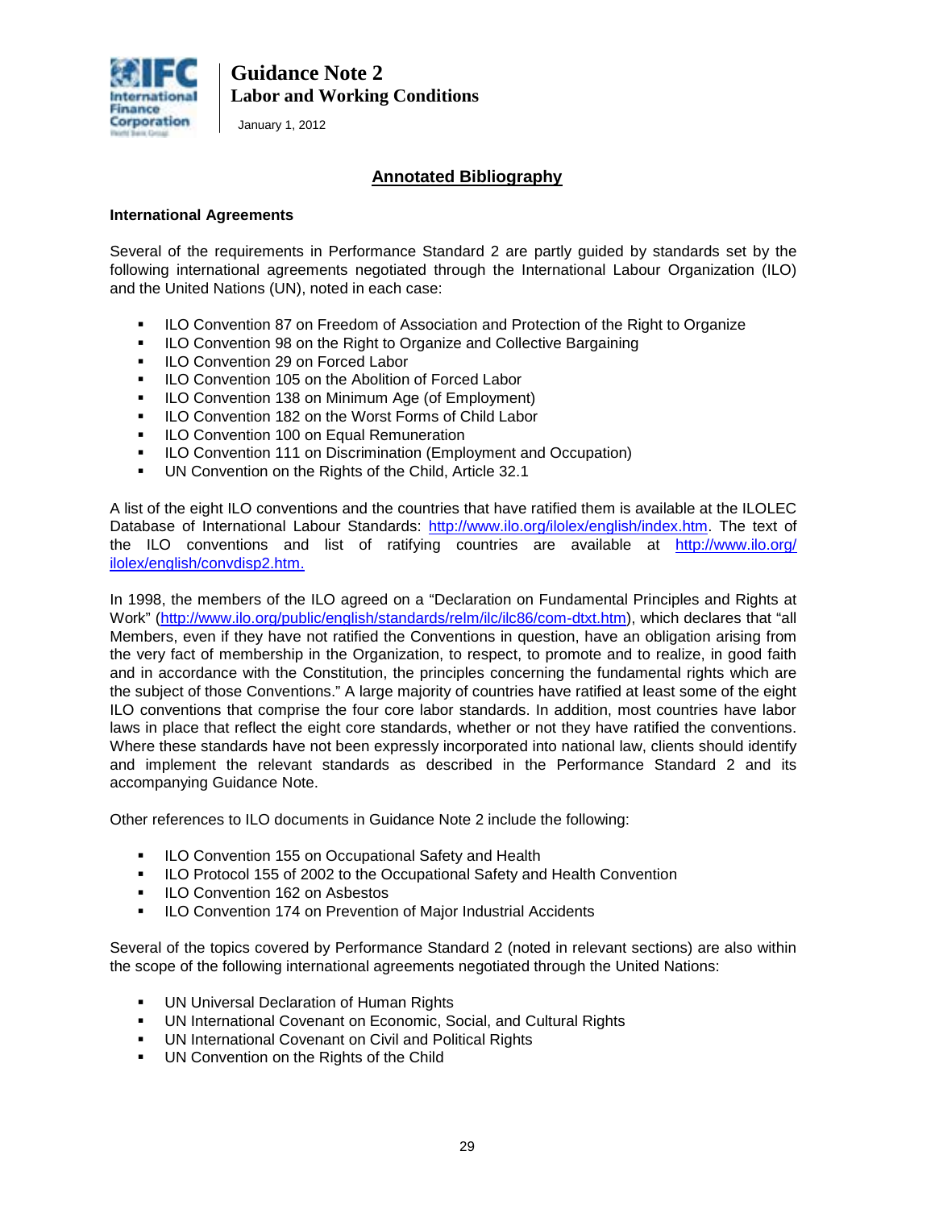## Annotated Bibliography

**International Agreements**

Several of the requirements in Performance Standard 2 are partly guided by standards set by the following international agreements negotiated through the International Labour Organization (ILO) and the United Nations (UN), noted in each case:

- ILO Convention 87 on Freedom of Association and Protection of the Right to Organize
- ILO Convention 98 on the Right to Organize and Collective Bargaining
- ILO Convention 29 on Forced Labor
- ILO Convention 105 on the Abolition of Forced Labor
- ILO Convention 138 on Minimum Age (of Employment)
- ILO Convention 182 on the Worst Forms of Child Labor
- ILO Convention 100 on Equal Remuneration
- ILO Convention 111 on Discrimination (Employment and Occupation)
- UN Convention on the Rights of the Child, Article 32.1

A list of the eight ILO conventions and the countries that have ratified them is available at the ILOLEC Database of International Labour Standards: http://www.ilo.org/ilolex/english/index.htm. The text of the ILO conventions and list of ratifying countries are available at http://www.ilo.org/ilolex/english/convdisp2.htm.

In 1998, the members of the ILO agreed on a "Declaration on Fundamental Principles and Rights at Work" (http://www.ilo.org/public/english/standards/relm/ilc/ilc86/com-dtxt.htm), which declares that "all Members, even if they have not ratified the Conventions in question, have an obligation arising from the very fact of membership in the Organization, to respect, to promote and to realize, in good faith and in accordance with the Constitution, the principles concerning the fundamental rights which are the subject of those Conventions." A large majority of countries have ratified at least some of the eight ILO conventions that comprise the four core labor standards. In addition, most countries have labor laws in place that reflect the eight core standards, whether or not they have ratified the conventions. Where these standards have not been expressly incorporated into national law, clients should identify and implement the relevant standards as described in the Performance Standard 2 and its accompanying Guidance Note.

Other references to ILO documents in Guidance Note 2 include the following:

- ILO Convention 155 on Occupational Safety and Health
- ILO Protocol 155 of 2002 to the Occupational Safety and Health Convention
- ILO Convention 162 on Asbestos
- ILO Convention 174 on Prevention of Major Industrial Accidents

Several of the topics covered by Performance Standard 2 (noted in relevant sections) are also within the scope of the following international agreements negotiated through the United Nations:

- UN Universal Declaration of Human Rights
- UN International Covenant on Economic, Social, and Cultural Rights
- UN International Covenant on Civil and Political Rights
- UN Convention on the Rights of the Child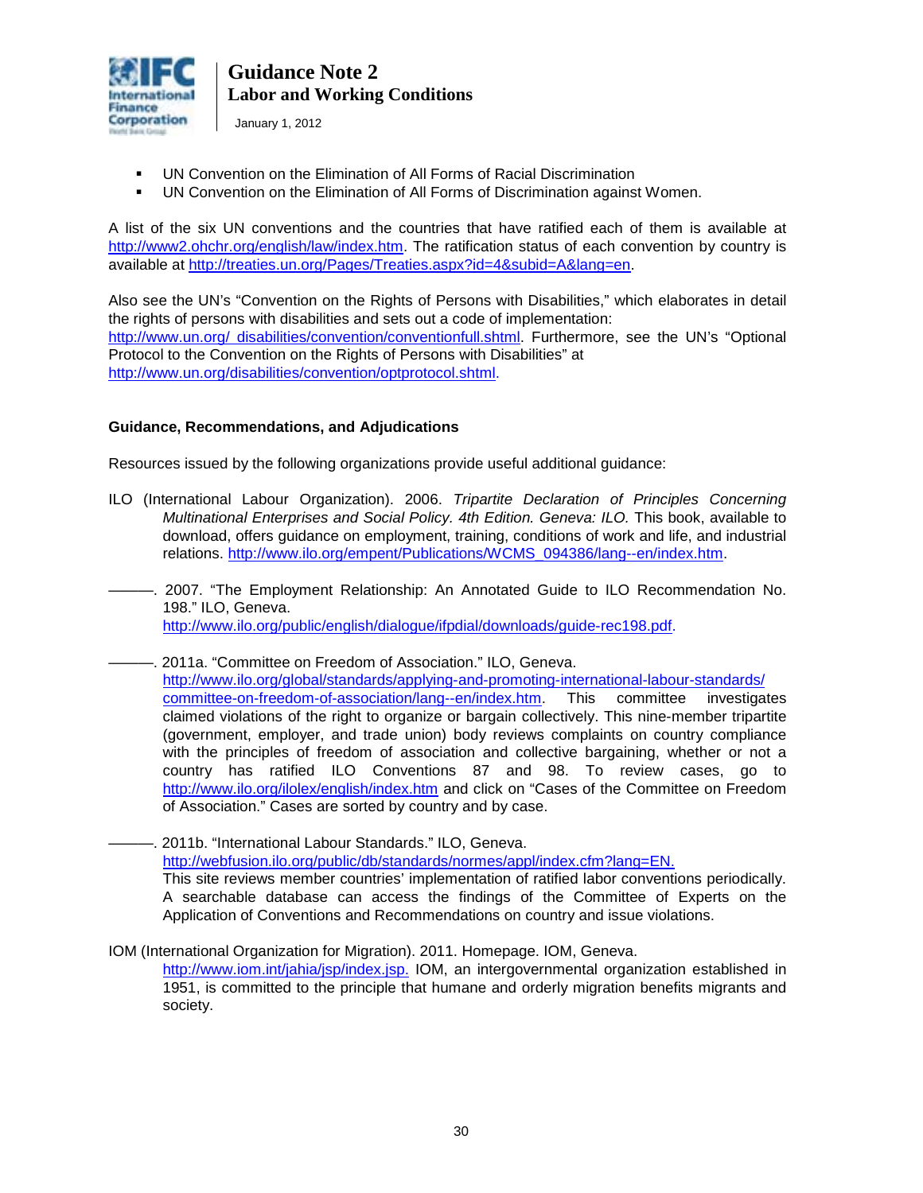- UN Convention on the Elimination of All Forms of Racial Discrimination
- UN Convention on the Elimination of All Forms of Discrimination against Women.

A list of the six UN conventions and the countries that have ratified each of them is available at http://www2.ohchr.org/english/law/index.htm. The ratification status of each convention by country is available at http://treaties.un.org/Pages/Treaties.aspx?id=4&subid=A&lang=en.

Also see the UN's "Convention on the Rights of Persons with Disabilities," which elaborates in detail the rights of persons with disabilities and sets out a code of implementation: http://www.un.org/ disabilities/convention/conventionfull.shtml. Furthermore, see the UN's "Optional Protocol to the Convention on the Rights of Persons with Disabilities" at http://www.un.org/disabilities/convention/optprotocol.shtml.

**Guidance, Recommendations, and Adjudications**

Resources issued by the following organizations provide useful additional guidance:

ILO (International Labour Organization). 2006. *Tripartite Declaration of Principles Concerning Multinational Enterprises and Social Policy. 4th Edition. Geneva: ILO.* This book, available to download, offers guidance on employment, training, conditions of work and life, and industrial relations. http://www.ilo.org/empent/Publications/WCMS_094386/lang--en/index.htm.

———. 2007. "The Employment Relationship: An Annotated Guide to ILO Recommendation No. 198." ILO, Geneva. http://www.ilo.org/public/english/dialogue/ifpdial/downloads/guide-rec198.pdf.

———. 2011a. "Committee on Freedom of Association." ILO, Geneva. http://www.ilo.org/global/standards/applying-and-promoting-international-labour-standards/committee-on-freedom-of-association/lang--en/index.htm. This committee investigates claimed violations of the right to organize or bargain collectively. This nine-member tripartite (government, employer, and trade union) body reviews complaints on country compliance with the principles of freedom of association and collective bargaining, whether or not a country has ratified ILO Conventions 87 and 98. To review cases, go to http://www.ilo.org/ilolex/english/index.htm and click on "Cases of the Committee on Freedom of Association." Cases are sorted by country and by case.

———. 2011b. "International Labour Standards." ILO, Geneva. http://webfusion.ilo.org/public/db/standards/normes/appl/index.cfm?lang=EN. This site reviews member countries' implementation of ratified labor conventions periodically. A searchable database can access the findings of the Committee of Experts on the Application of Conventions and Recommendations on country and issue violations.

IOM (International Organization for Migration). 2011. Homepage. IOM, Geneva. http://www.iom.int/jahia/jsp/index.jsp. IOM, an intergovernmental organization established in 1951, is committed to the principle that humane and orderly migration benefits migrants and society.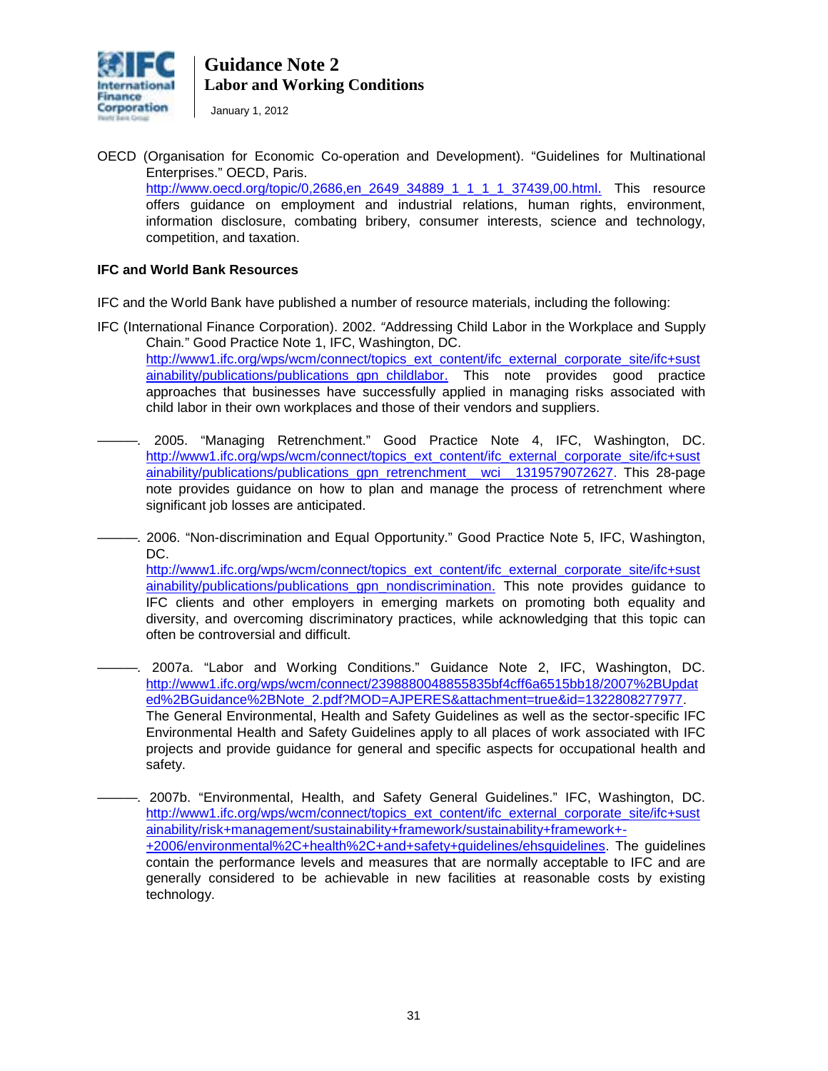OECD (Organisation for Economic Co-operation and Development). “Guidelines for Multinational Enterprises.” OECD, Paris. http://www.oecd.org/topic/0,2686,en_2649_34889_1_1_1_1_37439,00.html. This resource offers guidance on employment and industrial relations, human rights, environment, information disclosure, combating bribery, consumer interests, science and technology, competition, and taxation.

**IFC and World Bank Resources**

IFC and the World Bank have published a number of resource materials, including the following:

IFC (International Finance Corporation). 2002. “Addressing Child Labor in the Workplace and Supply Chain.” Good Practice Note 1, IFC, Washington, DC. http://www1.ifc.org/wps/wcm/connect/topics_ext_content/ifc_external_corporate_site/ifc+sustainability/publications/publications_gpn_childlabor. This note provides good practice approaches that businesses have successfully applied in managing risks associated with child labor in their own workplaces and those of their vendors and suppliers.

———. 2005. “Managing Retrenchment.” Good Practice Note 4, IFC, Washington, DC. http://www1.ifc.org/wps/wcm/connect/topics_ext_content/ifc_external_corporate_site/ifc+sustainability/publications/publications_gpn_retrenchment__wci__1319579072627. This 28-page note provides guidance on how to plan and manage the process of retrenchment where significant job losses are anticipated.

———. 2006. “Non-discrimination and Equal Opportunity.” Good Practice Note 5, IFC, Washington, DC. http://www1.ifc.org/wps/wcm/connect/topics_ext_content/ifc_external_corporate_site/ifc+sustainability/publications/publications_gpn_nondiscrimination. This note provides guidance to IFC clients and other employers in emerging markets on promoting both equality and diversity, and overcoming discriminatory practices, while acknowledging that this topic can often be controversial and difficult.

———. 2007a. “Labor and Working Conditions.” Guidance Note 2, IFC, Washington, DC. http://www1.ifc.org/wps/wcm/connect/2398880048855835bf4cff6a6515bb18/2007%2BUpdated%2BGuidance%2BNote_2.pdf?MOD=AJPERES&attachment=true&id=1322808277977. The General Environmental, Health and Safety Guidelines as well as the sector-specific IFC Environmental Health and Safety Guidelines apply to all places of work associated with IFC projects and provide guidance for general and specific aspects for occupational health and safety.

———. 2007b. “Environmental, Health, and Safety General Guidelines.” IFC, Washington, DC. http://www1.ifc.org/wps/wcm/connect/topics_ext_content/ifc_external_corporate_site/ifc+sustainability/risk+management/sustainability+framework/sustainability+framework+-+2006/environmental%2C+health%2C+and+safety+guidelines/ehsguidelines. The guidelines contain the performance levels and measures that are normally acceptable to IFC and are generally considered to be achievable in new facilities at reasonable costs by existing technology.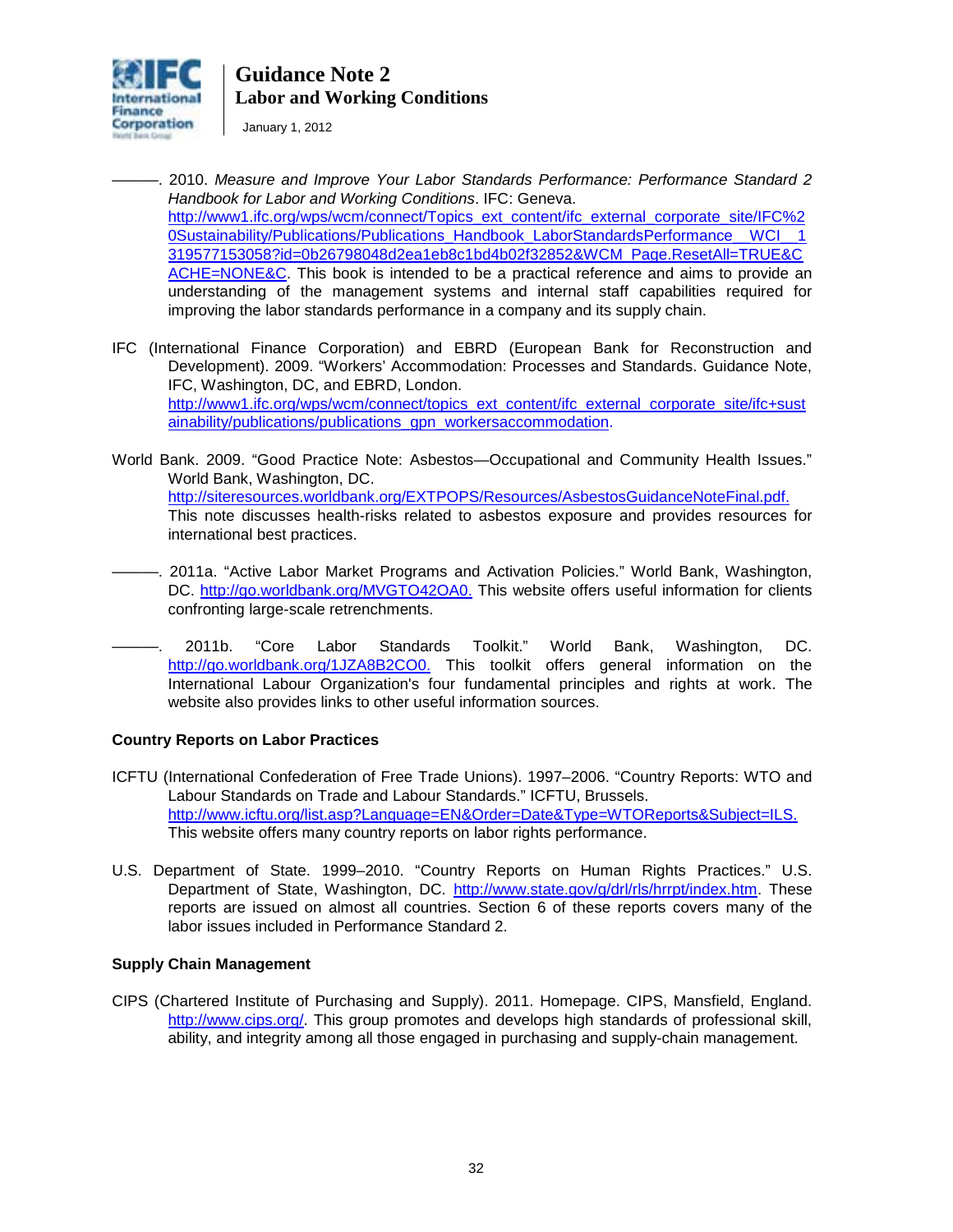———. 2010. *Measure and Improve Your Labor Standards Performance: Performance Standard 2 Handbook for Labor and Working Conditions*. IFC: Geneva. http://www1.ifc.org/wps/wcm/connect/Topics_ext_content/ifc_external_corporate_site/IFC%20Sustainability/Publications/Publications_Handbook_LaborStandardsPerformance__WCI__1319577153058?id=0b26798048d2ea1eb8c1bd4b02f32852&WCM_Page.ResetAll=TRUE&CACHE=NONE&C. This book is intended to be a practical reference and aims to provide an understanding of the management systems and internal staff capabilities required for improving the labor standards performance in a company and its supply chain.

IFC (International Finance Corporation) and EBRD (European Bank for Reconstruction and Development). 2009. "Workers' Accommodation: Processes and Standards. Guidance Note, IFC, Washington, DC, and EBRD, London. http://www1.ifc.org/wps/wcm/connect/topics_ext_content/ifc_external_corporate_site/ifc+sustainability/publications/publications_gpn_workersaccommodation.

World Bank. 2009. "Good Practice Note: Asbestos—Occupational and Community Health Issues." World Bank, Washington, DC. http://siteresources.worldbank.org/EXTPOPS/Resources/AsbestosGuidanceNoteFinal.pdf. This note discusses health-risks related to asbestos exposure and provides resources for international best practices.

———. 2011a. "Active Labor Market Programs and Activation Policies." World Bank, Washington, DC. http://go.worldbank.org/MVGTO42OA0. This website offers useful information for clients confronting large-scale retrenchments.

———. 2011b. "Core Labor Standards Toolkit." World Bank, Washington, DC. http://go.worldbank.org/1JZA8B2CO0. This toolkit offers general information on the International Labour Organization's four fundamental principles and rights at work. The website also provides links to other useful information sources.

**Country Reports on Labor Practices**

ICFTU (International Confederation of Free Trade Unions). 1997–2006. "Country Reports: WTO and Labour Standards on Trade and Labour Standards." ICFTU, Brussels. http://www.icftu.org/list.asp?Language=EN&Order=Date&Type=WTOReports&Subject=ILS. This website offers many country reports on labor rights performance.

U.S. Department of State. 1999–2010. "Country Reports on Human Rights Practices." U.S. Department of State, Washington, DC. http://www.state.gov/g/drl/rls/hrrpt/index.htm. These reports are issued on almost all countries. Section 6 of these reports covers many of the labor issues included in Performance Standard 2.

**Supply Chain Management**

CIPS (Chartered Institute of Purchasing and Supply). 2011. Homepage. CIPS, Mansfield, England. http://www.cips.org/. This group promotes and develops high standards of professional skill, ability, and integrity among all those engaged in purchasing and supply-chain management.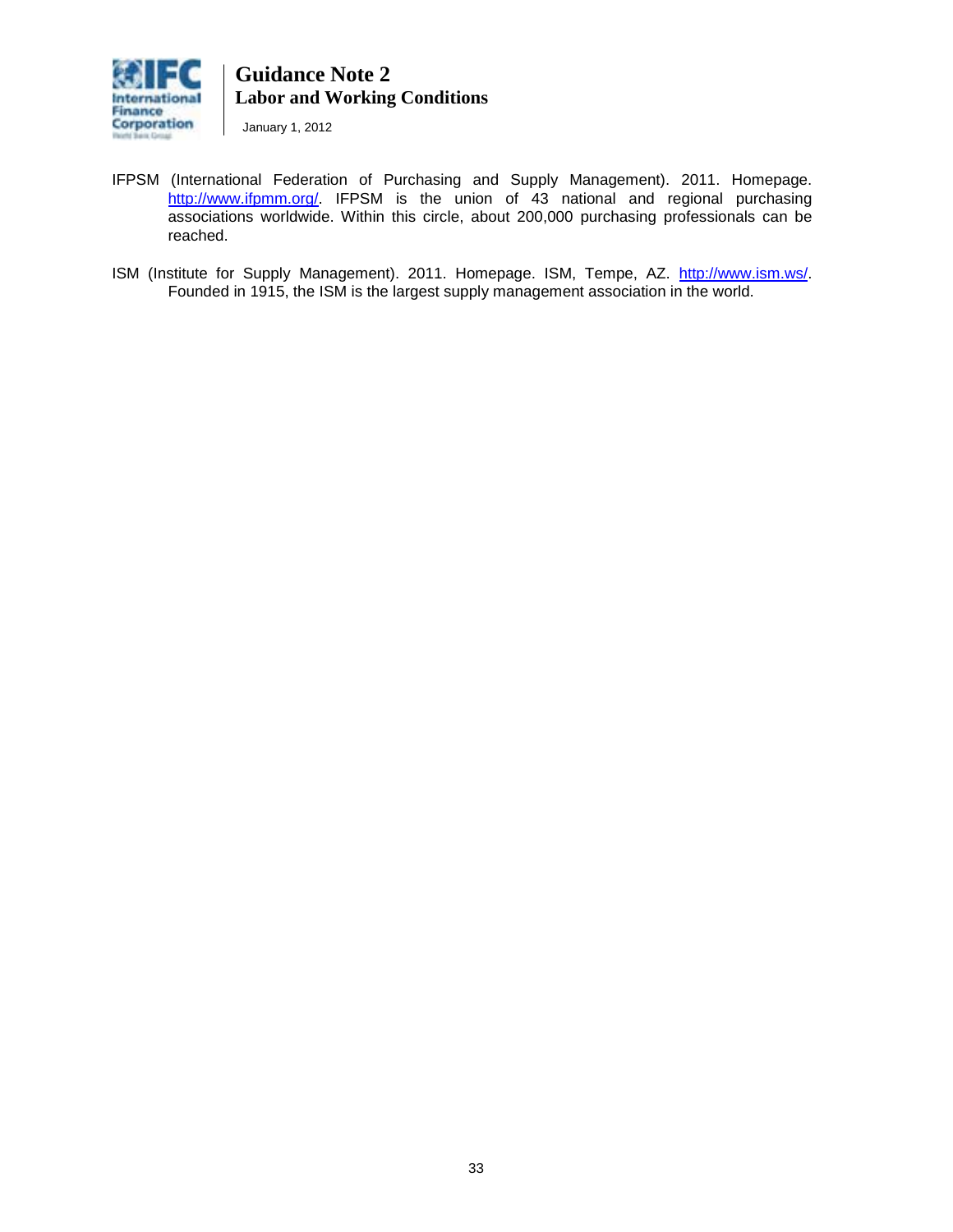IFPSM (International Federation of Purchasing and Supply Management). 2011. Homepage. http://www.ifpmm.org/. IFPSM is the union of 43 national and regional purchasing associations worldwide. Within this circle, about 200,000 purchasing professionals can be reached.

ISM (Institute for Supply Management). 2011. Homepage. ISM, Tempe, AZ. http://www.ism.ws/. Founded in 1915, the ISM is the largest supply management association in the world.